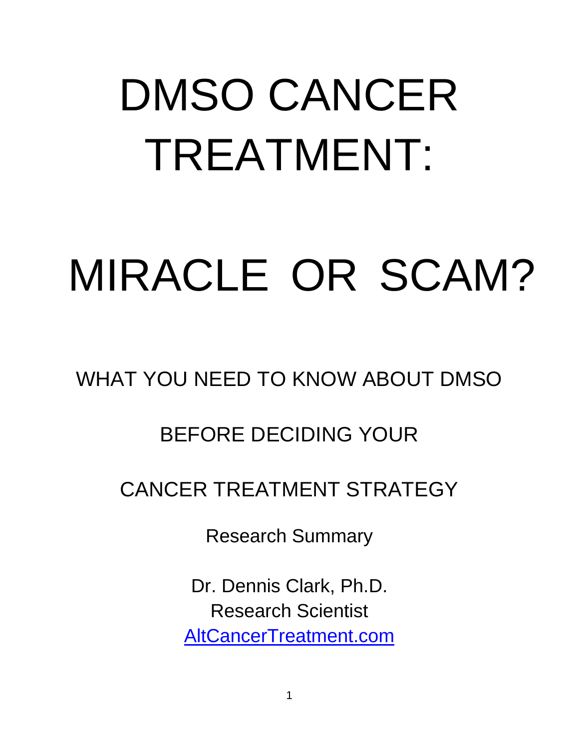# DMSO CANCER TREATMENT:

# MIRACLE OR SCAM?

## WHAT YOU NEED TO KNOW ABOUT DMSO

## BEFORE DECIDING YOUR

## CANCER TREATMENT STRATEGY

Research Summary

Dr. Dennis Clark, Ph.D.
Research Scientist
[AltCancerTreatment.com](AltCancerTreatment.com)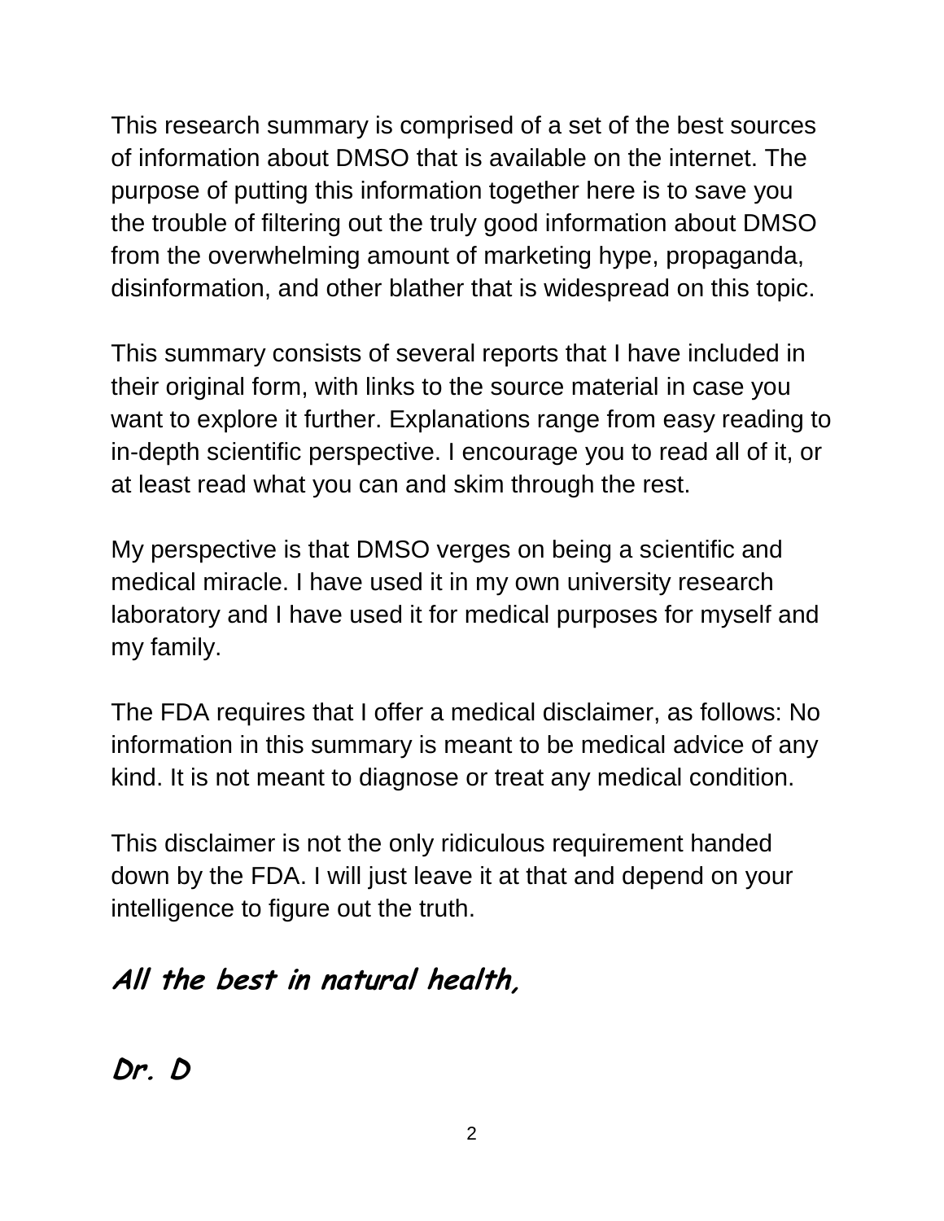This research summary is comprised of a set of the best sources of information about DMSO that is available on the internet. The purpose of putting this information together here is to save you the trouble of filtering out the truly good information about DMSO from the overwhelming amount of marketing hype, propaganda, disinformation, and other blather that is widespread on this topic.

This summary consists of several reports that I have included in their original form, with links to the source material in case you want to explore it further. Explanations range from easy reading to in-depth scientific perspective. I encourage you to read all of it, or at least read what you can and skim through the rest.

My perspective is that DMSO verges on being a scientific and medical miracle. I have used it in my own university research laboratory and I have used it for medical purposes for myself and my family.

The FDA requires that I offer a medical disclaimer, as follows: No information in this summary is meant to be medical advice of any kind. It is not meant to diagnose or treat any medical condition.

This disclaimer is not the only ridiculous requirement handed down by the FDA. I will just leave it at that and depend on your intelligence to figure out the truth.

***All the best in natural health,***

***Dr. D***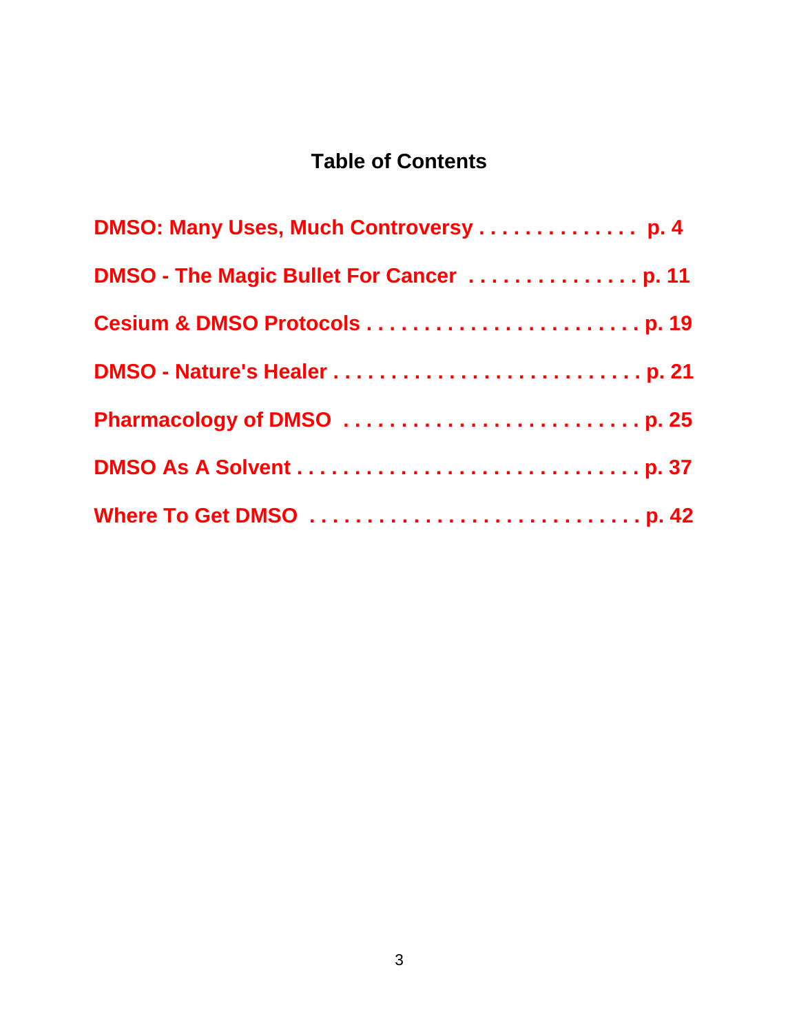# Table of Contents

DMSO: Many Uses, Much Controversy . . . . . . . . . . . . . . . p. 4

DMSO - The Magic Bullet For Cancer . . . . . . . . . . . . . . . . p. 11

Cesium & DMSO Protocols . . . . . . . . . . . . . . . . . . . . . . . . . p. 19

DMSO - Nature's Healer . . . . . . . . . . . . . . . . . . . . . . . . . . . p. 21

Pharmacology of DMSO . . . . . . . . . . . . . . . . . . . . . . . . . . . p. 25

DMSO As A Solvent . . . . . . . . . . . . . . . . . . . . . . . . . . . . . . p. 37

Where To Get DMSO . . . . . . . . . . . . . . . . . . . . . . . . . . . . . . p. 42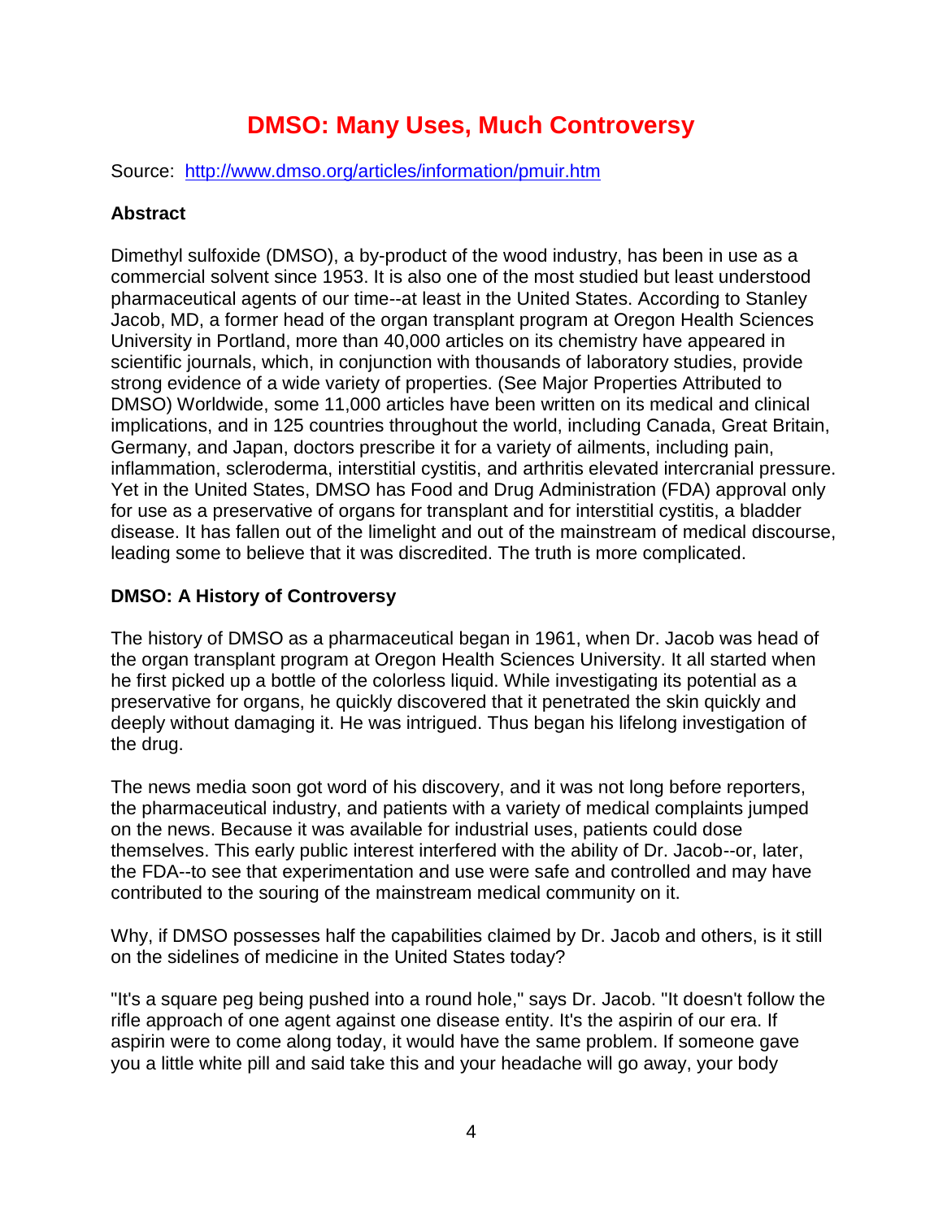# DMSO: Many Uses, Much Controversy

Source: http://www.dmso.org/articles/information/pmuir.htm

**Abstract**

Dimethyl sulfoxide (DMSO), a by-product of the wood industry, has been in use as a commercial solvent since 1953. It is also one of the most studied but least understood pharmaceutical agents of our time--at least in the United States. According to Stanley Jacob, MD, a former head of the organ transplant program at Oregon Health Sciences University in Portland, more than 40,000 articles on its chemistry have appeared in scientific journals, which, in conjunction with thousands of laboratory studies, provide strong evidence of a wide variety of properties. (See Major Properties Attributed to DMSO) Worldwide, some 11,000 articles have been written on its medical and clinical implications, and in 125 countries throughout the world, including Canada, Great Britain, Germany, and Japan, doctors prescribe it for a variety of ailments, including pain, inflammation, scleroderma, interstitial cystitis, and arthritis elevated intercranial pressure. Yet in the United States, DMSO has Food and Drug Administration (FDA) approval only for use as a preservative of organs for transplant and for interstitial cystitis, a bladder disease. It has fallen out of the limelight and out of the mainstream of medical discourse, leading some to believe that it was discredited. The truth is more complicated.

**DMSO: A History of Controversy**

The history of DMSO as a pharmaceutical began in 1961, when Dr. Jacob was head of the organ transplant program at Oregon Health Sciences University. It all started when he first picked up a bottle of the colorless liquid. While investigating its potential as a preservative for organs, he quickly discovered that it penetrated the skin quickly and deeply without damaging it. He was intrigued. Thus began his lifelong investigation of the drug.

The news media soon got word of his discovery, and it was not long before reporters, the pharmaceutical industry, and patients with a variety of medical complaints jumped on the news. Because it was available for industrial uses, patients could dose themselves. This early public interest interfered with the ability of Dr. Jacob--or, later, the FDA--to see that experimentation and use were safe and controlled and may have contributed to the souring of the mainstream medical community on it.

Why, if DMSO possesses half the capabilities claimed by Dr. Jacob and others, is it still on the sidelines of medicine in the United States today?

"It's a square peg being pushed into a round hole," says Dr. Jacob. "It doesn't follow the rifle approach of one agent against one disease entity. It's the aspirin of our era. If aspirin were to come along today, it would have the same problem. If someone gave you a little white pill and said take this and your headache will go away, your body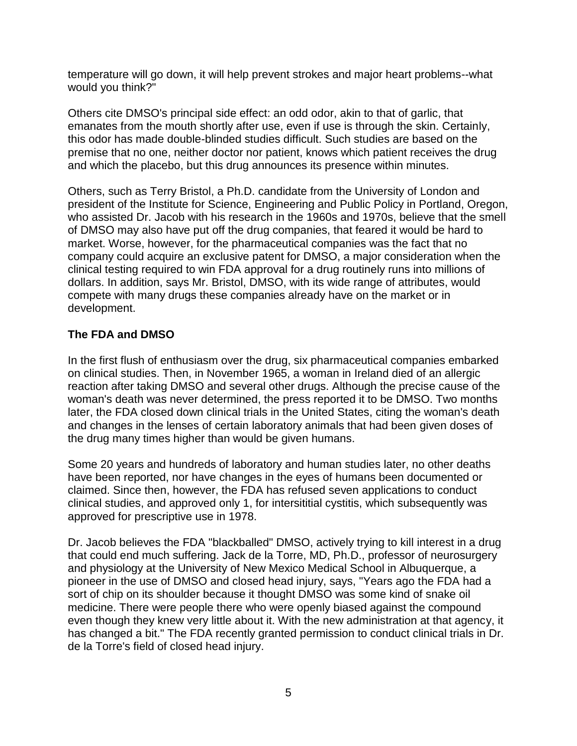temperature will go down, it will help prevent strokes and major heart problems--what would you think?"

Others cite DMSO's principal side effect: an odd odor, akin to that of garlic, that emanates from the mouth shortly after use, even if use is through the skin. Certainly, this odor has made double-blinded studies difficult. Such studies are based on the premise that no one, neither doctor nor patient, knows which patient receives the drug and which the placebo, but this drug announces its presence within minutes.

Others, such as Terry Bristol, a Ph.D. candidate from the University of London and president of the Institute for Science, Engineering and Public Policy in Portland, Oregon, who assisted Dr. Jacob with his research in the 1960s and 1970s, believe that the smell of DMSO may also have put off the drug companies, that feared it would be hard to market. Worse, however, for the pharmaceutical companies was the fact that no company could acquire an exclusive patent for DMSO, a major consideration when the clinical testing required to win FDA approval for a drug routinely runs into millions of dollars. In addition, says Mr. Bristol, DMSO, with its wide range of attributes, would compete with many drugs these companies already have on the market or in development.

**The FDA and DMSO**

In the first flush of enthusiasm over the drug, six pharmaceutical companies embarked on clinical studies. Then, in November 1965, a woman in Ireland died of an allergic reaction after taking DMSO and several other drugs. Although the precise cause of the woman's death was never determined, the press reported it to be DMSO. Two months later, the FDA closed down clinical trials in the United States, citing the woman's death and changes in the lenses of certain laboratory animals that had been given doses of the drug many times higher than would be given humans.

Some 20 years and hundreds of laboratory and human studies later, no other deaths have been reported, nor have changes in the eyes of humans been documented or claimed. Since then, however, the FDA has refused seven applications to conduct clinical studies, and approved only 1, for intersititial cystitis, which subsequently was approved for prescriptive use in 1978.

Dr. Jacob believes the FDA "blackballed" DMSO, actively trying to kill interest in a drug that could end much suffering. Jack de la Torre, MD, Ph.D., professor of neurosurgery and physiology at the University of New Mexico Medical School in Albuquerque, a pioneer in the use of DMSO and closed head injury, says, "Years ago the FDA had a sort of chip on its shoulder because it thought DMSO was some kind of snake oil medicine. There were people there who were openly biased against the compound even though they knew very little about it. With the new administration at that agency, it has changed a bit." The FDA recently granted permission to conduct clinical trials in Dr. de la Torre's field of closed head injury.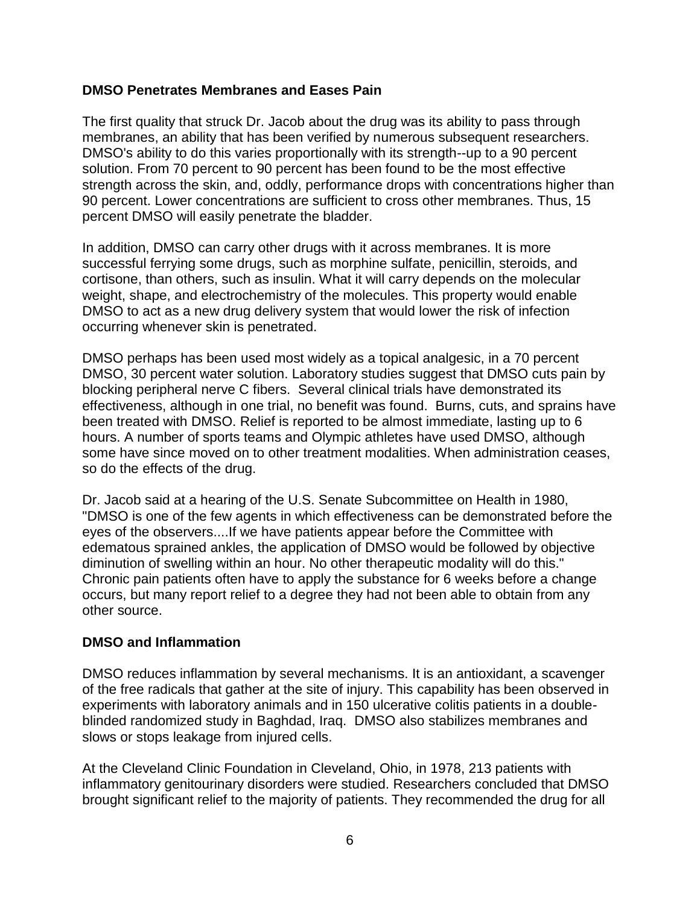**DMSO Penetrates Membranes and Eases Pain**

The first quality that struck Dr. Jacob about the drug was its ability to pass through membranes, an ability that has been verified by numerous subsequent researchers. DMSO's ability to do this varies proportionally with its strength--up to a 90 percent solution. From 70 percent to 90 percent has been found to be the most effective strength across the skin, and, oddly, performance drops with concentrations higher than 90 percent. Lower concentrations are sufficient to cross other membranes. Thus, 15 percent DMSO will easily penetrate the bladder.

In addition, DMSO can carry other drugs with it across membranes. It is more successful ferrying some drugs, such as morphine sulfate, penicillin, steroids, and cortisone, than others, such as insulin. What it will carry depends on the molecular weight, shape, and electrochemistry of the molecules. This property would enable DMSO to act as a new drug delivery system that would lower the risk of infection occurring whenever skin is penetrated.

DMSO perhaps has been used most widely as a topical analgesic, in a 70 percent DMSO, 30 percent water solution. Laboratory studies suggest that DMSO cuts pain by blocking peripheral nerve C fibers. Several clinical trials have demonstrated its effectiveness, although in one trial, no benefit was found. Burns, cuts, and sprains have been treated with DMSO. Relief is reported to be almost immediate, lasting up to 6 hours. A number of sports teams and Olympic athletes have used DMSO, although some have since moved on to other treatment modalities. When administration ceases, so do the effects of the drug.

Dr. Jacob said at a hearing of the U.S. Senate Subcommittee on Health in 1980, "DMSO is one of the few agents in which effectiveness can be demonstrated before the eyes of the observers....If we have patients appear before the Committee with edematous sprained ankles, the application of DMSO would be followed by objective diminution of swelling within an hour. No other therapeutic modality will do this." Chronic pain patients often have to apply the substance for 6 weeks before a change occurs, but many report relief to a degree they had not been able to obtain from any other source.

**DMSO and Inflammation**

DMSO reduces inflammation by several mechanisms. It is an antioxidant, a scavenger of the free radicals that gather at the site of injury. This capability has been observed in experiments with laboratory animals and in 150 ulcerative colitis patients in a double-blinded randomized study in Baghdad, Iraq. DMSO also stabilizes membranes and slows or stops leakage from injured cells.

At the Cleveland Clinic Foundation in Cleveland, Ohio, in 1978, 213 patients with inflammatory genitourinary disorders were studied. Researchers concluded that DMSO brought significant relief to the majority of patients. They recommended the drug for all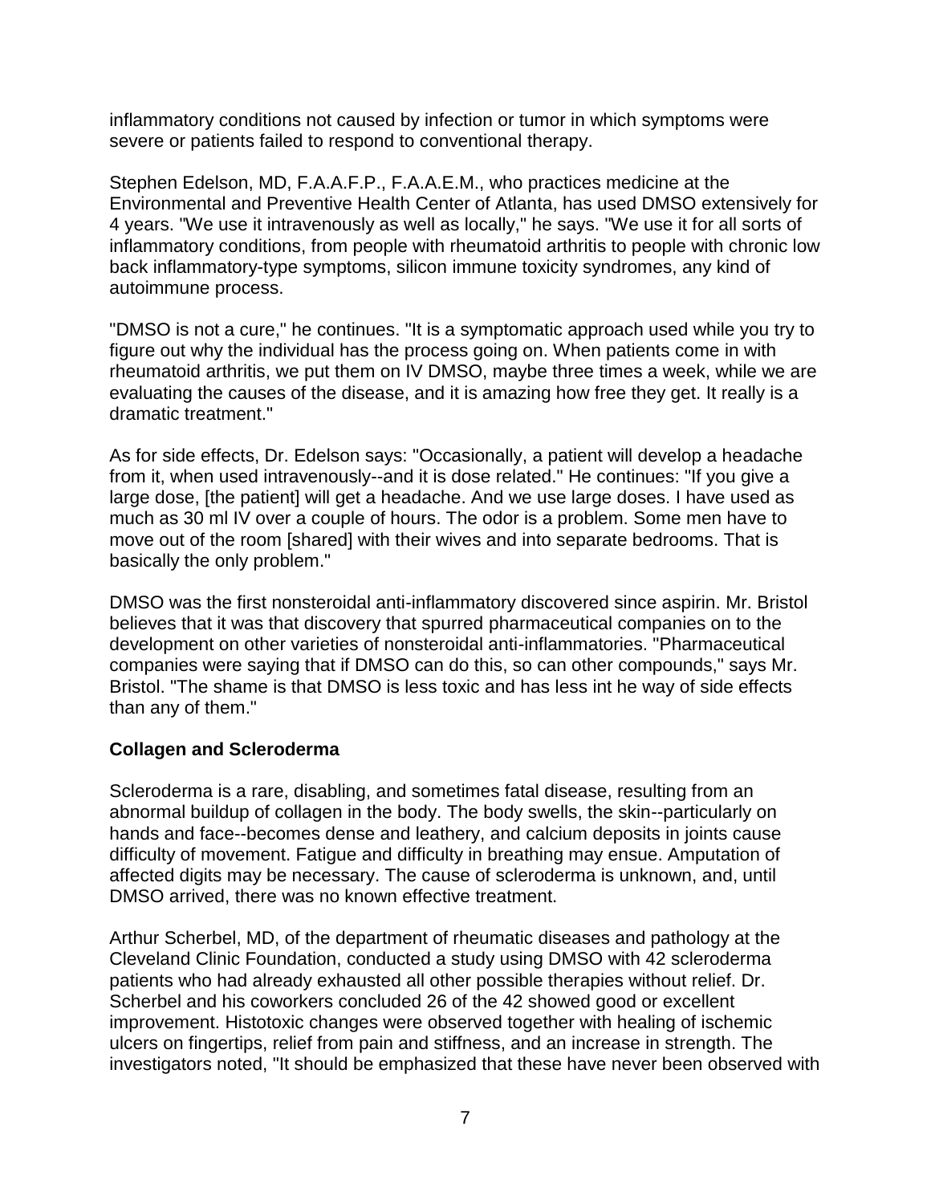inflammatory conditions not caused by infection or tumor in which symptoms were severe or patients failed to respond to conventional therapy.

Stephen Edelson, MD, F.A.A.F.P., F.A.A.E.M., who practices medicine at the Environmental and Preventive Health Center of Atlanta, has used DMSO extensively for 4 years. "We use it intravenously as well as locally," he says. "We use it for all sorts of inflammatory conditions, from people with rheumatoid arthritis to people with chronic low back inflammatory-type symptoms, silicon immune toxicity syndromes, any kind of autoimmune process.

"DMSO is not a cure," he continues. "It is a symptomatic approach used while you try to figure out why the individual has the process going on. When patients come in with rheumatoid arthritis, we put them on IV DMSO, maybe three times a week, while we are evaluating the causes of the disease, and it is amazing how free they get. It really is a dramatic treatment."

As for side effects, Dr. Edelson says: "Occasionally, a patient will develop a headache from it, when used intravenously--and it is dose related." He continues: "If you give a large dose, [the patient] will get a headache. And we use large doses. I have used as much as 30 ml IV over a couple of hours. The odor is a problem. Some men have to move out of the room [shared] with their wives and into separate bedrooms. That is basically the only problem."

DMSO was the first nonsteroidal anti-inflammatory discovered since aspirin. Mr. Bristol believes that it was that discovery that spurred pharmaceutical companies on to the development on other varieties of nonsteroidal anti-inflammatories. "Pharmaceutical companies were saying that if DMSO can do this, so can other compounds," says Mr. Bristol. "The shame is that DMSO is less toxic and has less int he way of side effects than any of them."

**Collagen and Scleroderma**

Scleroderma is a rare, disabling, and sometimes fatal disease, resulting from an abnormal buildup of collagen in the body. The body swells, the skin--particularly on hands and face--becomes dense and leathery, and calcium deposits in joints cause difficulty of movement. Fatigue and difficulty in breathing may ensue. Amputation of affected digits may be necessary. The cause of scleroderma is unknown, and, until DMSO arrived, there was no known effective treatment.

Arthur Scherbel, MD, of the department of rheumatic diseases and pathology at the Cleveland Clinic Foundation, conducted a study using DMSO with 42 scleroderma patients who had already exhausted all other possible therapies without relief. Dr. Scherbel and his coworkers concluded 26 of the 42 showed good or excellent improvement. Histotoxic changes were observed together with healing of ischemic ulcers on fingertips, relief from pain and stiffness, and an increase in strength. The investigators noted, "It should be emphasized that these have never been observed with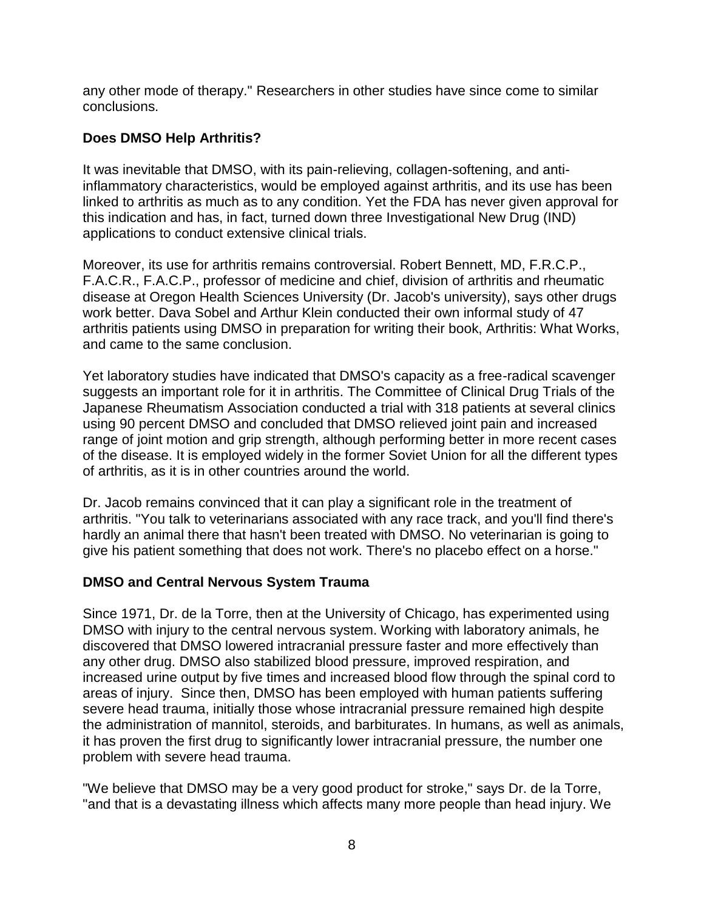any other mode of therapy." Researchers in other studies have since come to similar conclusions.

### Does DMSO Help Arthritis?

It was inevitable that DMSO, with its pain-relieving, collagen-softening, and anti-inflammatory characteristics, would be employed against arthritis, and its use has been linked to arthritis as much as to any condition. Yet the FDA has never given approval for this indication and has, in fact, turned down three Investigational New Drug (IND) applications to conduct extensive clinical trials.

Moreover, its use for arthritis remains controversial. Robert Bennett, MD, F.R.C.P., F.A.C.R., F.A.C.P., professor of medicine and chief, division of arthritis and rheumatic disease at Oregon Health Sciences University (Dr. Jacob's university), says other drugs work better. Dava Sobel and Arthur Klein conducted their own informal study of 47 arthritis patients using DMSO in preparation for writing their book, Arthritis: What Works, and came to the same conclusion.

Yet laboratory studies have indicated that DMSO's capacity as a free-radical scavenger suggests an important role for it in arthritis. The Committee of Clinical Drug Trials of the Japanese Rheumatism Association conducted a trial with 318 patients at several clinics using 90 percent DMSO and concluded that DMSO relieved joint pain and increased range of joint motion and grip strength, although performing better in more recent cases of the disease. It is employed widely in the former Soviet Union for all the different types of arthritis, as it is in other countries around the world.

Dr. Jacob remains convinced that it can play a significant role in the treatment of arthritis. "You talk to veterinarians associated with any race track, and you'll find there's hardly an animal there that hasn't been treated with DMSO. No veterinarian is going to give his patient something that does not work. There's no placebo effect on a horse."

### DMSO and Central Nervous System Trauma

Since 1971, Dr. de la Torre, then at the University of Chicago, has experimented using DMSO with injury to the central nervous system. Working with laboratory animals, he discovered that DMSO lowered intracranial pressure faster and more effectively than any other drug. DMSO also stabilized blood pressure, improved respiration, and increased urine output by five times and increased blood flow through the spinal cord to areas of injury. Since then, DMSO has been employed with human patients suffering severe head trauma, initially those whose intracranial pressure remained high despite the administration of mannitol, steroids, and barbiturates. In humans, as well as animals, it has proven the first drug to significantly lower intracranial pressure, the number one problem with severe head trauma.

"We believe that DMSO may be a very good product for stroke," says Dr. de la Torre, "and that is a devastating illness which affects many more people than head injury. We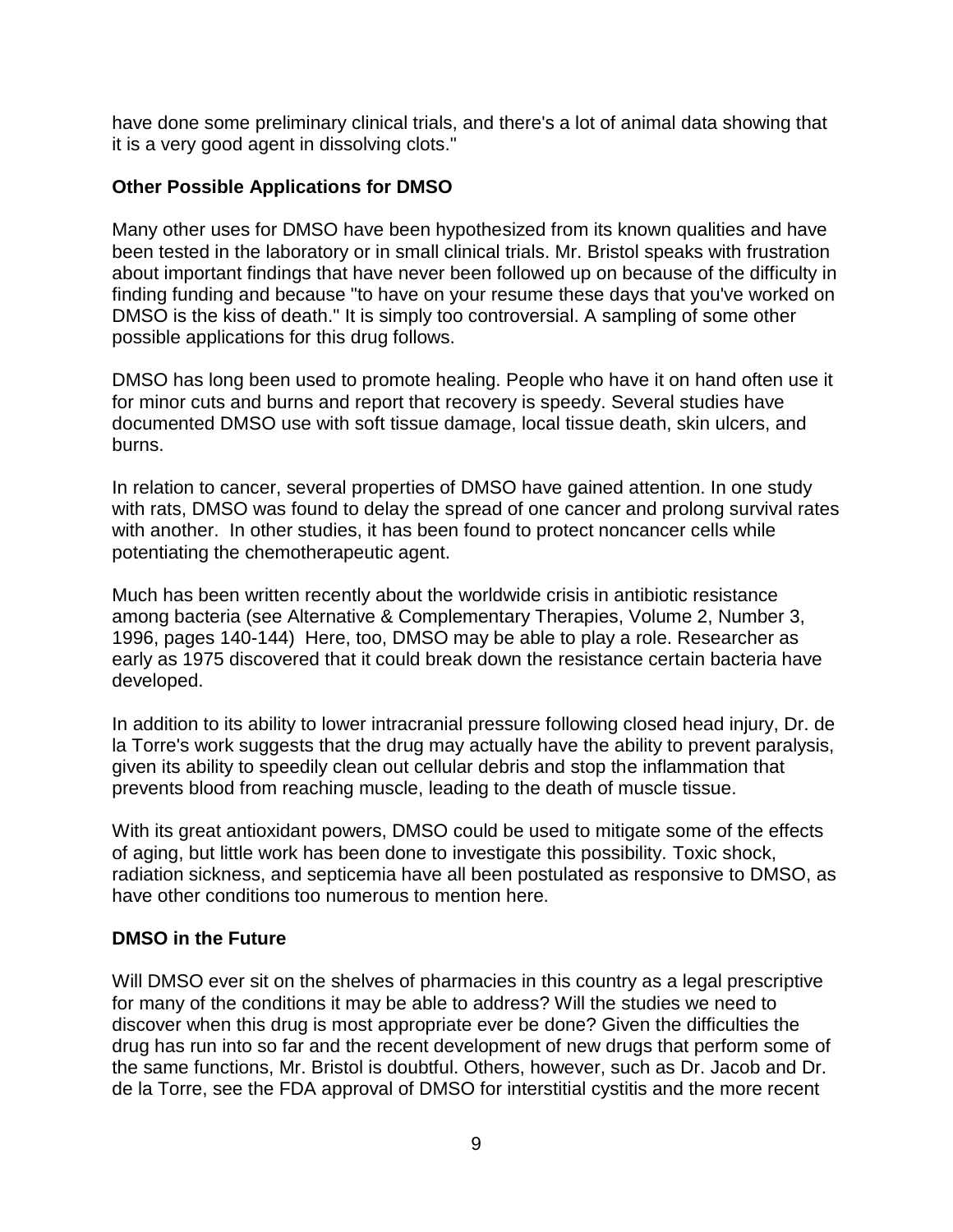have done some preliminary clinical trials, and there's a lot of animal data showing that it is a very good agent in dissolving clots."

**Other Possible Applications for DMSO**

Many other uses for DMSO have been hypothesized from its known qualities and have been tested in the laboratory or in small clinical trials. Mr. Bristol speaks with frustration about important findings that have never been followed up on because of the difficulty in finding funding and because "to have on your resume these days that you've worked on DMSO is the kiss of death." It is simply too controversial. A sampling of some other possible applications for this drug follows.

DMSO has long been used to promote healing. People who have it on hand often use it for minor cuts and burns and report that recovery is speedy. Several studies have documented DMSO use with soft tissue damage, local tissue death, skin ulcers, and burns.

In relation to cancer, several properties of DMSO have gained attention. In one study with rats, DMSO was found to delay the spread of one cancer and prolong survival rates with another. In other studies, it has been found to protect noncancer cells while potentiating the chemotherapeutic agent.

Much has been written recently about the worldwide crisis in antibiotic resistance among bacteria (see Alternative & Complementary Therapies, Volume 2, Number 3, 1996, pages 140-144) Here, too, DMSO may be able to play a role. Researcher as early as 1975 discovered that it could break down the resistance certain bacteria have developed.

In addition to its ability to lower intracranial pressure following closed head injury, Dr. de la Torre's work suggests that the drug may actually have the ability to prevent paralysis, given its ability to speedily clean out cellular debris and stop the inflammation that prevents blood from reaching muscle, leading to the death of muscle tissue.

With its great antioxidant powers, DMSO could be used to mitigate some of the effects of aging, but little work has been done to investigate this possibility. Toxic shock, radiation sickness, and septicemia have all been postulated as responsive to DMSO, as have other conditions too numerous to mention here.

**DMSO in the Future**

Will DMSO ever sit on the shelves of pharmacies in this country as a legal prescriptive for many of the conditions it may be able to address? Will the studies we need to discover when this drug is most appropriate ever be done? Given the difficulties the drug has run into so far and the recent development of new drugs that perform some of the same functions, Mr. Bristol is doubtful. Others, however, such as Dr. Jacob and Dr. de la Torre, see the FDA approval of DMSO for interstitial cystitis and the more recent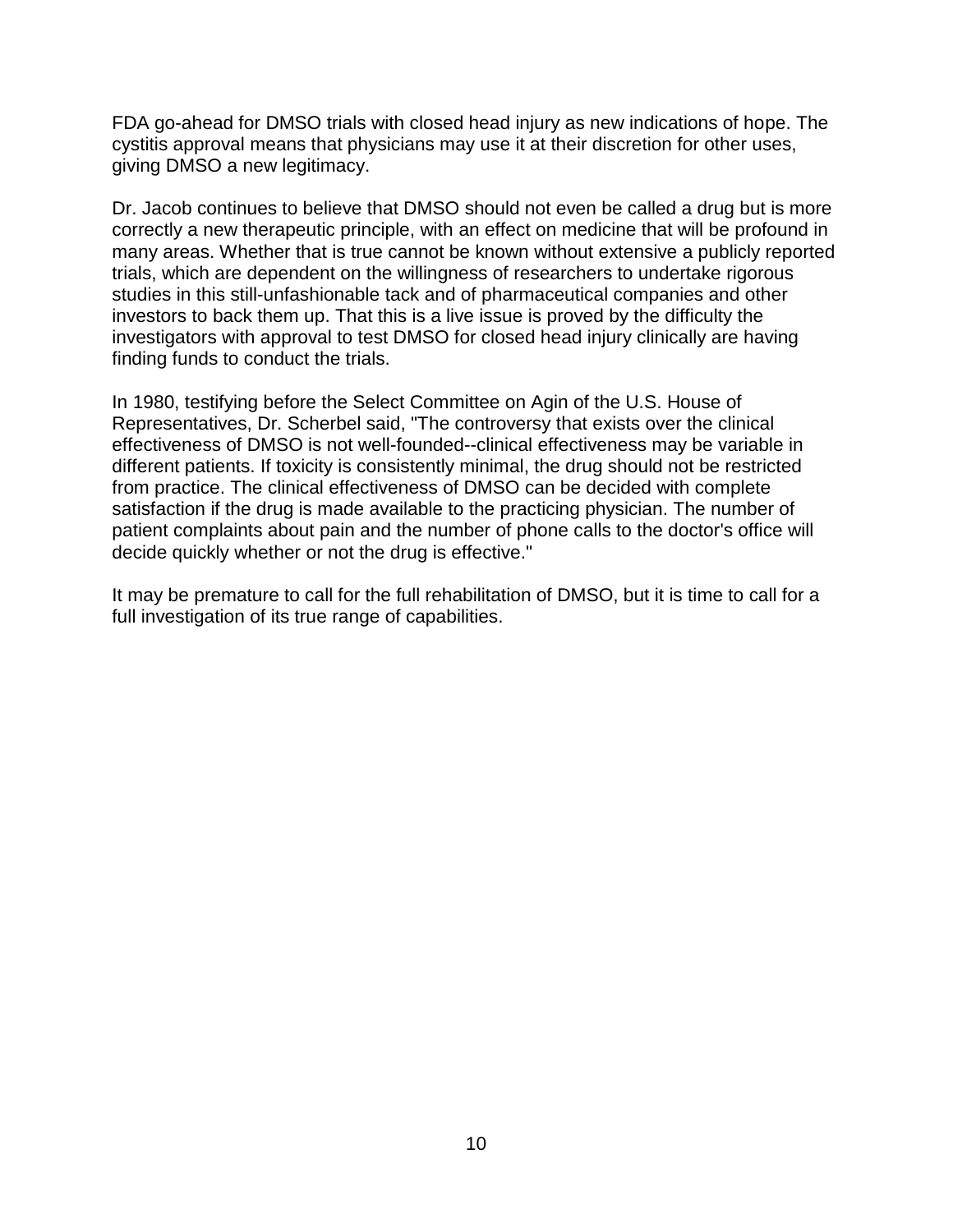FDA go-ahead for DMSO trials with closed head injury as new indications of hope. The cystitis approval means that physicians may use it at their discretion for other uses, giving DMSO a new legitimacy.

Dr. Jacob continues to believe that DMSO should not even be called a drug but is more correctly a new therapeutic principle, with an effect on medicine that will be profound in many areas. Whether that is true cannot be known without extensive a publicly reported trials, which are dependent on the willingness of researchers to undertake rigorous studies in this still-unfashionable tack and of pharmaceutical companies and other investors to back them up. That this is a live issue is proved by the difficulty the investigators with approval to test DMSO for closed head injury clinically are having finding funds to conduct the trials.

In 1980, testifying before the Select Committee on Agin of the U.S. House of Representatives, Dr. Scherbel said, "The controversy that exists over the clinical effectiveness of DMSO is not well-founded--clinical effectiveness may be variable in different patients. If toxicity is consistently minimal, the drug should not be restricted from practice. The clinical effectiveness of DMSO can be decided with complete satisfaction if the drug is made available to the practicing physician. The number of patient complaints about pain and the number of phone calls to the doctor's office will decide quickly whether or not the drug is effective."

It may be premature to call for the full rehabilitation of DMSO, but it is time to call for a full investigation of its true range of capabilities.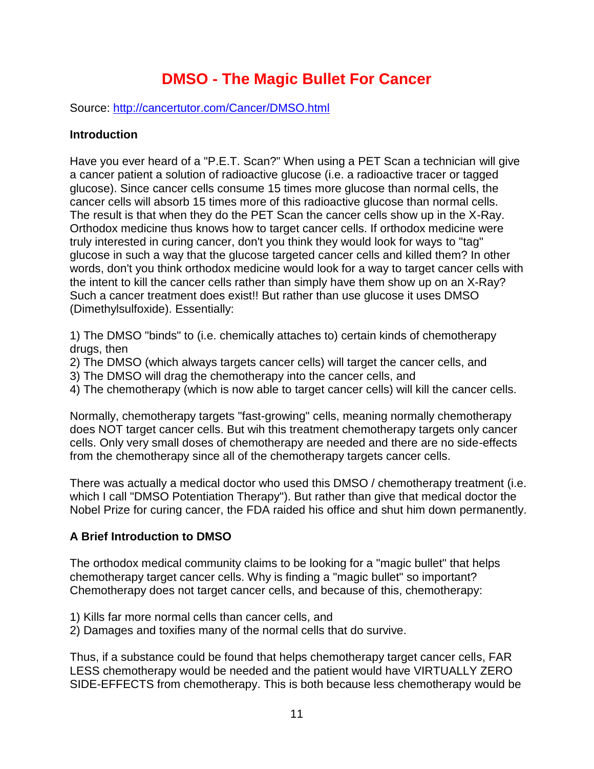# DMSO - The Magic Bullet For Cancer

Source: [http://cancertutor.com/Cancer/DMSO.html](http://cancertutor.com/Cancer/DMSO.html)

**Introduction**

Have you ever heard of a "P.E.T. Scan?" When using a PET Scan a technician will give a cancer patient a solution of radioactive glucose (i.e. a radioactive tracer or tagged glucose). Since cancer cells consume 15 times more glucose than normal cells, the cancer cells will absorb 15 times more of this radioactive glucose than normal cells. The result is that when they do the PET Scan the cancer cells show up in the X-Ray. Orthodox medicine thus knows how to target cancer cells. If orthodox medicine were truly interested in curing cancer, don't you think they would look for ways to "tag" glucose in such a way that the glucose targeted cancer cells and killed them? In other words, don't you think orthodox medicine would look for a way to target cancer cells with the intent to kill the cancer cells rather than simply have them show up on an X-Ray? Such a cancer treatment does exist!! But rather than use glucose it uses DMSO (Dimethylsulfoxide). Essentially:

1) The DMSO "binds" to (i.e. chemically attaches to) certain kinds of chemotherapy drugs, then
2) The DMSO (which always targets cancer cells) will target the cancer cells, and
3) The DMSO will drag the chemotherapy into the cancer cells, and
4) The chemotherapy (which is now able to target cancer cells) will kill the cancer cells.

Normally, chemotherapy targets "fast-growing" cells, meaning normally chemotherapy does NOT target cancer cells. But wih this treatment chemotherapy targets only cancer cells. Only very small doses of chemotherapy are needed and there are no side-effects from the chemotherapy since all of the chemotherapy targets cancer cells.

There was actually a medical doctor who used this DMSO / chemotherapy treatment (i.e. which I call "DMSO Potentiation Therapy"). But rather than give that medical doctor the Nobel Prize for curing cancer, the FDA raided his office and shut him down permanently.

**A Brief Introduction to DMSO**

The orthodox medical community claims to be looking for a "magic bullet" that helps chemotherapy target cancer cells. Why is finding a "magic bullet" so important? Chemotherapy does not target cancer cells, and because of this, chemotherapy:

1) Kills far more normal cells than cancer cells, and
2) Damages and toxifies many of the normal cells that do survive.

Thus, if a substance could be found that helps chemotherapy target cancer cells, FAR LESS chemotherapy would be needed and the patient would have VIRTUALLY ZERO SIDE-EFFECTS from chemotherapy. This is both because less chemotherapy would be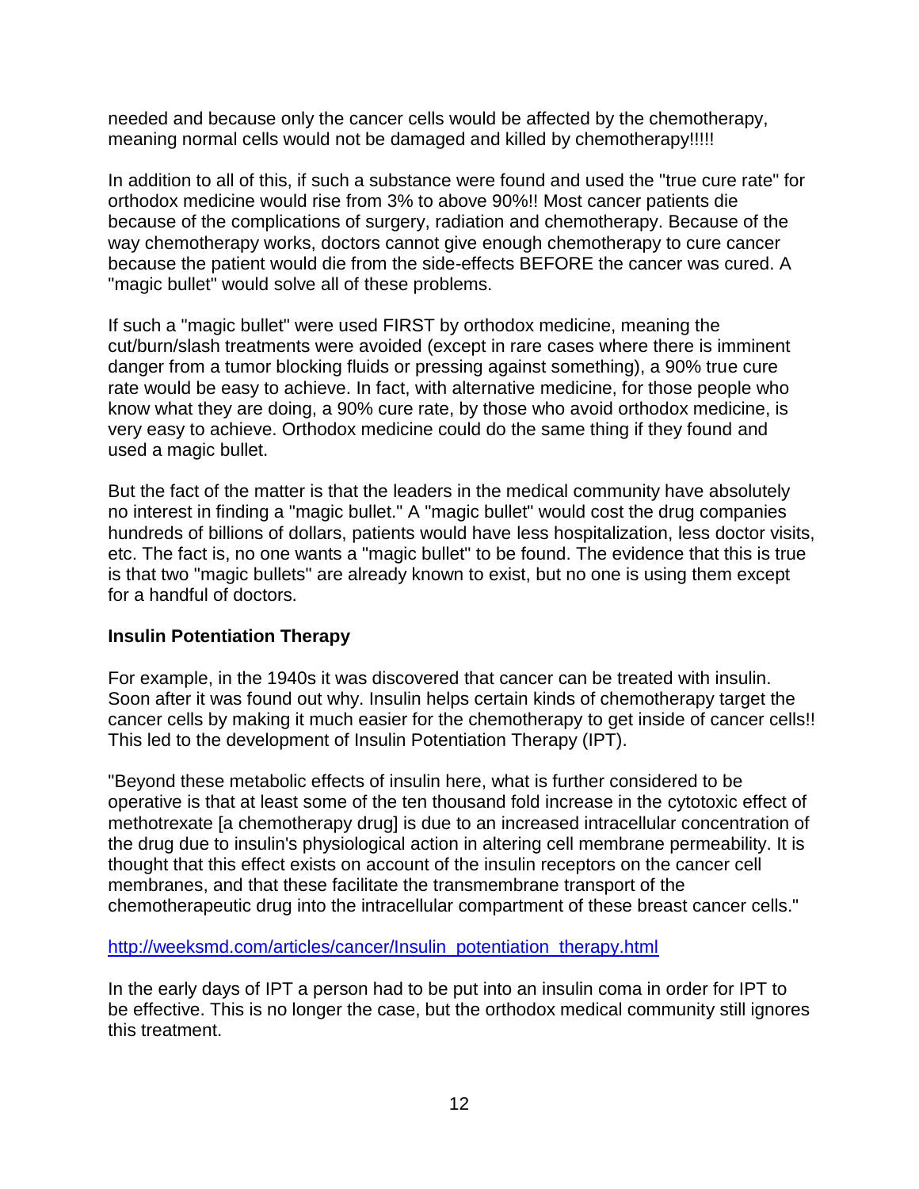needed and because only the cancer cells would be affected by the chemotherapy, meaning normal cells would not be damaged and killed by chemotherapy!!!!!

In addition to all of this, if such a substance were found and used the "true cure rate" for orthodox medicine would rise from 3% to above 90%!! Most cancer patients die because of the complications of surgery, radiation and chemotherapy. Because of the way chemotherapy works, doctors cannot give enough chemotherapy to cure cancer because the patient would die from the side-effects BEFORE the cancer was cured. A "magic bullet" would solve all of these problems.

If such a "magic bullet" were used FIRST by orthodox medicine, meaning the cut/burn/slash treatments were avoided (except in rare cases where there is imminent danger from a tumor blocking fluids or pressing against something), a 90% true cure rate would be easy to achieve. In fact, with alternative medicine, for those people who know what they are doing, a 90% cure rate, by those who avoid orthodox medicine, is very easy to achieve. Orthodox medicine could do the same thing if they found and used a magic bullet.

But the fact of the matter is that the leaders in the medical community have absolutely no interest in finding a "magic bullet." A "magic bullet" would cost the drug companies hundreds of billions of dollars, patients would have less hospitalization, less doctor visits, etc. The fact is, no one wants a "magic bullet" to be found. The evidence that this is true is that two "magic bullets" are already known to exist, but no one is using them except for a handful of doctors.

**Insulin Potentiation Therapy**

For example, in the 1940s it was discovered that cancer can be treated with insulin. Soon after it was found out why. Insulin helps certain kinds of chemotherapy target the cancer cells by making it much easier for the chemotherapy to get inside of cancer cells!! This led to the development of Insulin Potentiation Therapy (IPT).

"Beyond these metabolic effects of insulin here, what is further considered to be operative is that at least some of the ten thousand fold increase in the cytotoxic effect of methotrexate [a chemotherapy drug] is due to an increased intracellular concentration of the drug due to insulin's physiological action in altering cell membrane permeability. It is thought that this effect exists on account of the insulin receptors on the cancer cell membranes, and that these facilitate the transmembrane transport of the chemotherapeutic drug into the intracellular compartment of these breast cancer cells."

http://weeksmd.com/articles/cancer/Insulin_potentiation_therapy.html

In the early days of IPT a person had to be put into an insulin coma in order for IPT to be effective. This is no longer the case, but the orthodox medical community still ignores this treatment.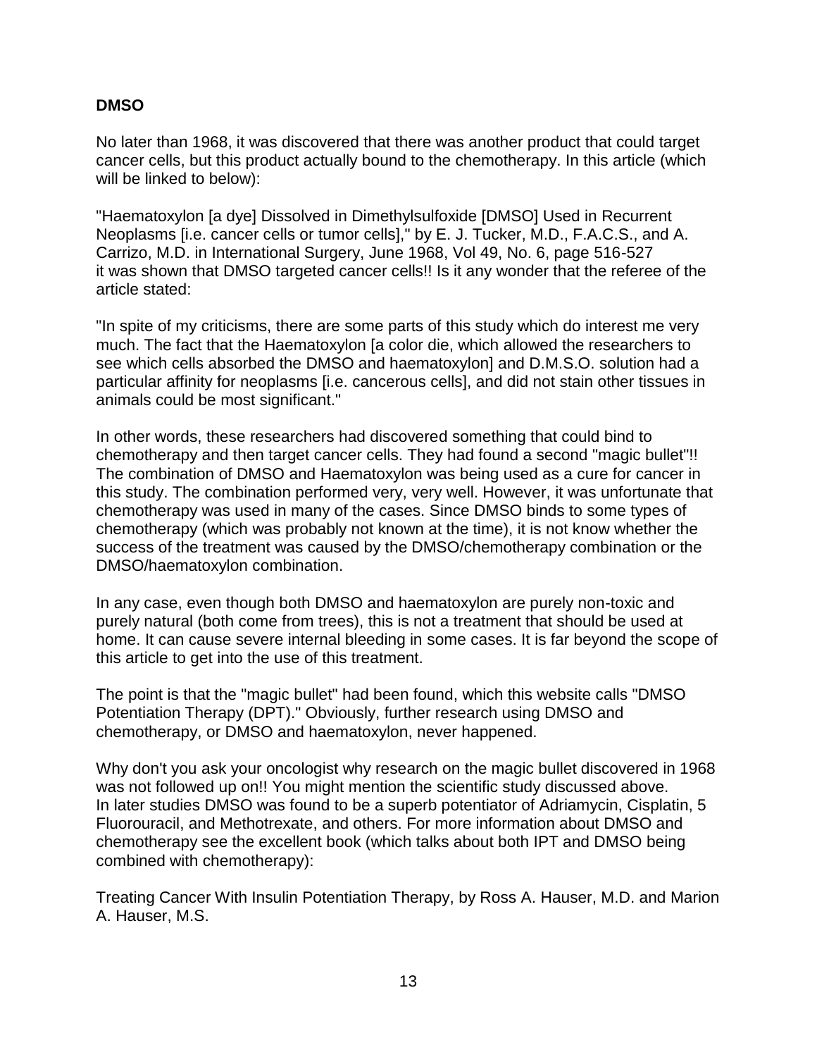**DMSO**

No later than 1968, it was discovered that there was another product that could target cancer cells, but this product actually bound to the chemotherapy. In this article (which will be linked to below):

"Haematoxylon [a dye] Dissolved in Dimethylsulfoxide [DMSO] Used in Recurrent Neoplasms [i.e. cancer cells or tumor cells]," by E. J. Tucker, M.D., F.A.C.S., and A. Carrizo, M.D. in International Surgery, June 1968, Vol 49, No. 6, page 516-527 it was shown that DMSO targeted cancer cells!! Is it any wonder that the referee of the article stated:

"In spite of my criticisms, there are some parts of this study which do interest me very much. The fact that the Haematoxylon [a color die, which allowed the researchers to see which cells absorbed the DMSO and haematoxylon] and D.M.S.O. solution had a particular affinity for neoplasms [i.e. cancerous cells], and did not stain other tissues in animals could be most significant."

In other words, these researchers had discovered something that could bind to chemotherapy and then target cancer cells. They had found a second "magic bullet"!! The combination of DMSO and Haematoxylon was being used as a cure for cancer in this study. The combination performed very, very well. However, it was unfortunate that chemotherapy was used in many of the cases. Since DMSO binds to some types of chemotherapy (which was probably not known at the time), it is not know whether the success of the treatment was caused by the DMSO/chemotherapy combination or the DMSO/haematoxylon combination.

In any case, even though both DMSO and haematoxylon are purely non-toxic and purely natural (both come from trees), this is not a treatment that should be used at home. It can cause severe internal bleeding in some cases. It is far beyond the scope of this article to get into the use of this treatment.

The point is that the "magic bullet" had been found, which this website calls "DMSO Potentiation Therapy (DPT)." Obviously, further research using DMSO and chemotherapy, or DMSO and haematoxylon, never happened.

Why don't you ask your oncologist why research on the magic bullet discovered in 1968 was not followed up on!! You might mention the scientific study discussed above. In later studies DMSO was found to be a superb potentiator of Adriamycin, Cisplatin, 5 Fluorouracil, and Methotrexate, and others. For more information about DMSO and chemotherapy see the excellent book (which talks about both IPT and DMSO being combined with chemotherapy):

Treating Cancer With Insulin Potentiation Therapy, by Ross A. Hauser, M.D. and Marion A. Hauser, M.S.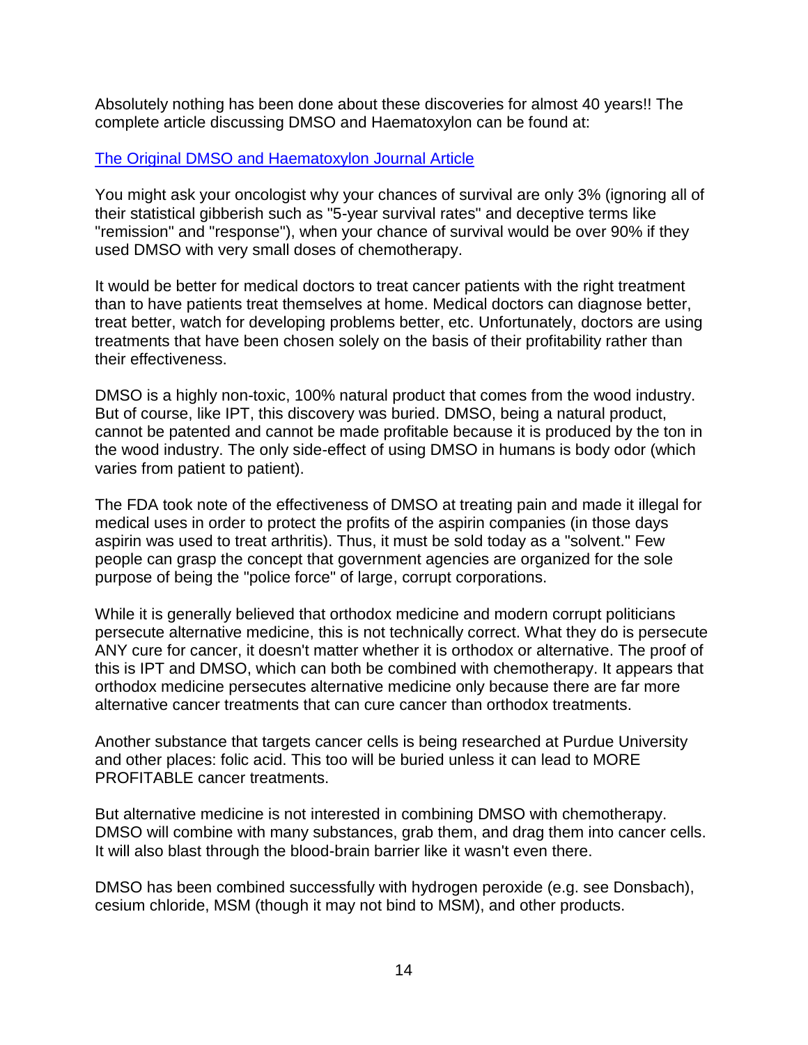Absolutely nothing has been done about these discoveries for almost 40 years!! The complete article discussing DMSO and Haematoxylon can be found at:

The Original DMSO and Haematoxylon Journal Article

You might ask your oncologist why your chances of survival are only 3% (ignoring all of their statistical gibberish such as "5-year survival rates" and deceptive terms like "remission" and "response"), when your chance of survival would be over 90% if they used DMSO with very small doses of chemotherapy.

It would be better for medical doctors to treat cancer patients with the right treatment than to have patients treat themselves at home. Medical doctors can diagnose better, treat better, watch for developing problems better, etc. Unfortunately, doctors are using treatments that have been chosen solely on the basis of their profitability rather than their effectiveness.

DMSO is a highly non-toxic, 100% natural product that comes from the wood industry. But of course, like IPT, this discovery was buried. DMSO, being a natural product, cannot be patented and cannot be made profitable because it is produced by the ton in the wood industry. The only side-effect of using DMSO in humans is body odor (which varies from patient to patient).

The FDA took note of the effectiveness of DMSO at treating pain and made it illegal for medical uses in order to protect the profits of the aspirin companies (in those days aspirin was used to treat arthritis). Thus, it must be sold today as a "solvent." Few people can grasp the concept that government agencies are organized for the sole purpose of being the "police force" of large, corrupt corporations.

While it is generally believed that orthodox medicine and modern corrupt politicians persecute alternative medicine, this is not technically correct. What they do is persecute ANY cure for cancer, it doesn't matter whether it is orthodox or alternative. The proof of this is IPT and DMSO, which can both be combined with chemotherapy. It appears that orthodox medicine persecutes alternative medicine only because there are far more alternative cancer treatments that can cure cancer than orthodox treatments.

Another substance that targets cancer cells is being researched at Purdue University and other places: folic acid. This too will be buried unless it can lead to MORE PROFITABLE cancer treatments.

But alternative medicine is not interested in combining DMSO with chemotherapy. DMSO will combine with many substances, grab them, and drag them into cancer cells. It will also blast through the blood-brain barrier like it wasn't even there.

DMSO has been combined successfully with hydrogen peroxide (e.g. see Donsbach), cesium chloride, MSM (though it may not bind to MSM), and other products.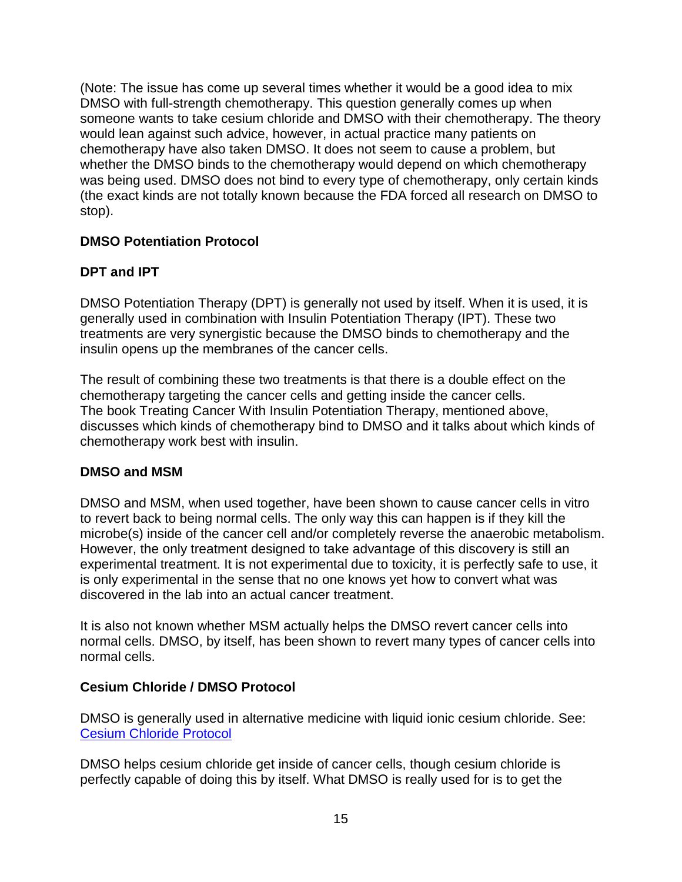(Note: The issue has come up several times whether it would be a good idea to mix DMSO with full-strength chemotherapy. This question generally comes up when someone wants to take cesium chloride and DMSO with their chemotherapy. The theory would lean against such advice, however, in actual practice many patients on chemotherapy have also taken DMSO. It does not seem to cause a problem, but whether the DMSO binds to the chemotherapy would depend on which chemotherapy was being used. DMSO does not bind to every type of chemotherapy, only certain kinds (the exact kinds are not totally known because the FDA forced all research on DMSO to stop).

**DMSO Potentiation Protocol**

**DPT and IPT**

DMSO Potentiation Therapy (DPT) is generally not used by itself. When it is used, it is generally used in combination with Insulin Potentiation Therapy (IPT). These two treatments are very synergistic because the DMSO binds to chemotherapy and the insulin opens up the membranes of the cancer cells.

The result of combining these two treatments is that there is a double effect on the chemotherapy targeting the cancer cells and getting inside the cancer cells. The book Treating Cancer With Insulin Potentiation Therapy, mentioned above, discusses which kinds of chemotherapy bind to DMSO and it talks about which kinds of chemotherapy work best with insulin.

**DMSO and MSM**

DMSO and MSM, when used together, have been shown to cause cancer cells in vitro to revert back to being normal cells. The only way this can happen is if they kill the microbe(s) inside of the cancer cell and/or completely reverse the anaerobic metabolism. However, the only treatment designed to take advantage of this discovery is still an experimental treatment. It is not experimental due to toxicity, it is perfectly safe to use, it is only experimental in the sense that no one knows yet how to convert what was discovered in the lab into an actual cancer treatment.

It is also not known whether MSM actually helps the DMSO revert cancer cells into normal cells. DMSO, by itself, has been shown to revert many types of cancer cells into normal cells.

**Cesium Chloride / DMSO Protocol**

DMSO is generally used in alternative medicine with liquid ionic cesium chloride. See: [Cesium Chloride Protocol]

DMSO helps cesium chloride get inside of cancer cells, though cesium chloride is perfectly capable of doing this by itself. What DMSO is really used for is to get the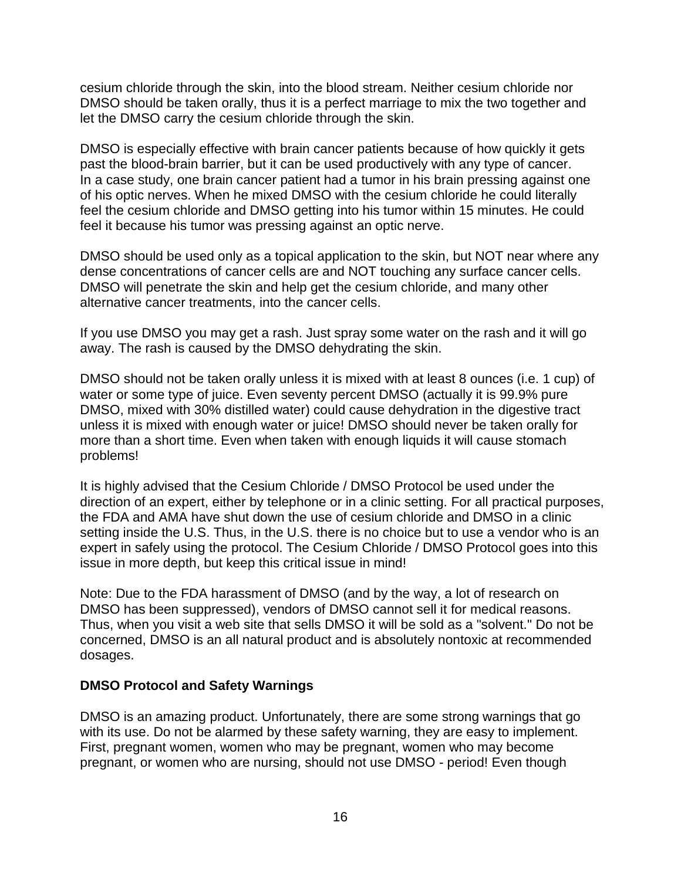cesium chloride through the skin, into the blood stream. Neither cesium chloride nor DMSO should be taken orally, thus it is a perfect marriage to mix the two together and let the DMSO carry the cesium chloride through the skin.

DMSO is especially effective with brain cancer patients because of how quickly it gets past the blood-brain barrier, but it can be used productively with any type of cancer. In a case study, one brain cancer patient had a tumor in his brain pressing against one of his optic nerves. When he mixed DMSO with the cesium chloride he could literally feel the cesium chloride and DMSO getting into his tumor within 15 minutes. He could feel it because his tumor was pressing against an optic nerve.

DMSO should be used only as a topical application to the skin, but NOT near where any dense concentrations of cancer cells are and NOT touching any surface cancer cells. DMSO will penetrate the skin and help get the cesium chloride, and many other alternative cancer treatments, into the cancer cells.

If you use DMSO you may get a rash. Just spray some water on the rash and it will go away. The rash is caused by the DMSO dehydrating the skin.

DMSO should not be taken orally unless it is mixed with at least 8 ounces (i.e. 1 cup) of water or some type of juice. Even seventy percent DMSO (actually it is 99.9% pure DMSO, mixed with 30% distilled water) could cause dehydration in the digestive tract unless it is mixed with enough water or juice! DMSO should never be taken orally for more than a short time. Even when taken with enough liquids it will cause stomach problems!

It is highly advised that the Cesium Chloride / DMSO Protocol be used under the direction of an expert, either by telephone or in a clinic setting. For all practical purposes, the FDA and AMA have shut down the use of cesium chloride and DMSO in a clinic setting inside the U.S. Thus, in the U.S. there is no choice but to use a vendor who is an expert in safely using the protocol. The Cesium Chloride / DMSO Protocol goes into this issue in more depth, but keep this critical issue in mind!

Note: Due to the FDA harassment of DMSO (and by the way, a lot of research on DMSO has been suppressed), vendors of DMSO cannot sell it for medical reasons. Thus, when you visit a web site that sells DMSO it will be sold as a "solvent." Do not be concerned, DMSO is an all natural product and is absolutely nontoxic at recommended dosages.

**DMSO Protocol and Safety Warnings**

DMSO is an amazing product. Unfortunately, there are some strong warnings that go with its use. Do not be alarmed by these safety warning, they are easy to implement. First, pregnant women, women who may be pregnant, women who may become pregnant, or women who are nursing, should not use DMSO - period! Even though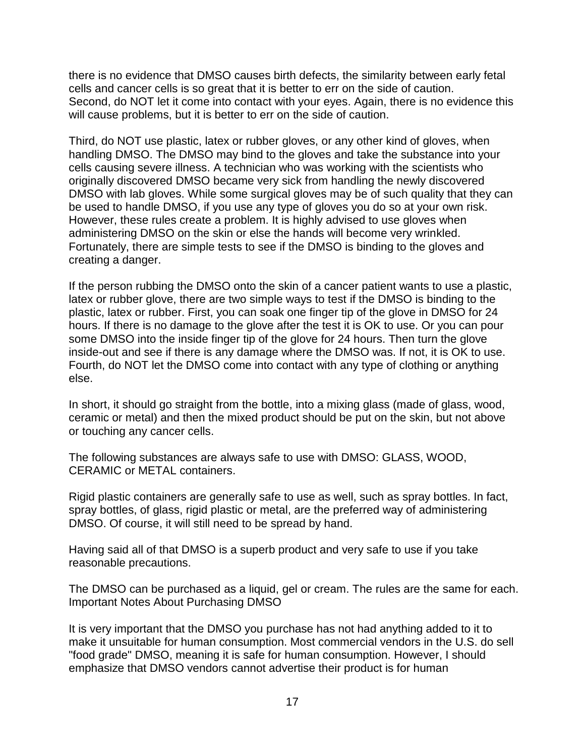there is no evidence that DMSO causes birth defects, the similarity between early fetal cells and cancer cells is so great that it is better to err on the side of caution. Second, do NOT let it come into contact with your eyes. Again, there is no evidence this will cause problems, but it is better to err on the side of caution.

Third, do NOT use plastic, latex or rubber gloves, or any other kind of gloves, when handling DMSO. The DMSO may bind to the gloves and take the substance into your cells causing severe illness. A technician who was working with the scientists who originally discovered DMSO became very sick from handling the newly discovered DMSO with lab gloves. While some surgical gloves may be of such quality that they can be used to handle DMSO, if you use any type of gloves you do so at your own risk. However, these rules create a problem. It is highly advised to use gloves when administering DMSO on the skin or else the hands will become very wrinkled. Fortunately, there are simple tests to see if the DMSO is binding to the gloves and creating a danger.

If the person rubbing the DMSO onto the skin of a cancer patient wants to use a plastic, latex or rubber glove, there are two simple ways to test if the DMSO is binding to the plastic, latex or rubber. First, you can soak one finger tip of the glove in DMSO for 24 hours. If there is no damage to the glove after the test it is OK to use. Or you can pour some DMSO into the inside finger tip of the glove for 24 hours. Then turn the glove inside-out and see if there is any damage where the DMSO was. If not, it is OK to use. Fourth, do NOT let the DMSO come into contact with any type of clothing or anything else.

In short, it should go straight from the bottle, into a mixing glass (made of glass, wood, ceramic or metal) and then the mixed product should be put on the skin, but not above or touching any cancer cells.

The following substances are always safe to use with DMSO: GLASS, WOOD, CERAMIC or METAL containers.

Rigid plastic containers are generally safe to use as well, such as spray bottles. In fact, spray bottles, of glass, rigid plastic or metal, are the preferred way of administering DMSO. Of course, it will still need to be spread by hand.

Having said all of that DMSO is a superb product and very safe to use if you take reasonable precautions.

The DMSO can be purchased as a liquid, gel or cream. The rules are the same for each.

## Important Notes About Purchasing DMSO

It is very important that the DMSO you purchase has not had anything added to it to make it unsuitable for human consumption. Most commercial vendors in the U.S. do sell "food grade" DMSO, meaning it is safe for human consumption. However, I should emphasize that DMSO vendors cannot advertise their product is for human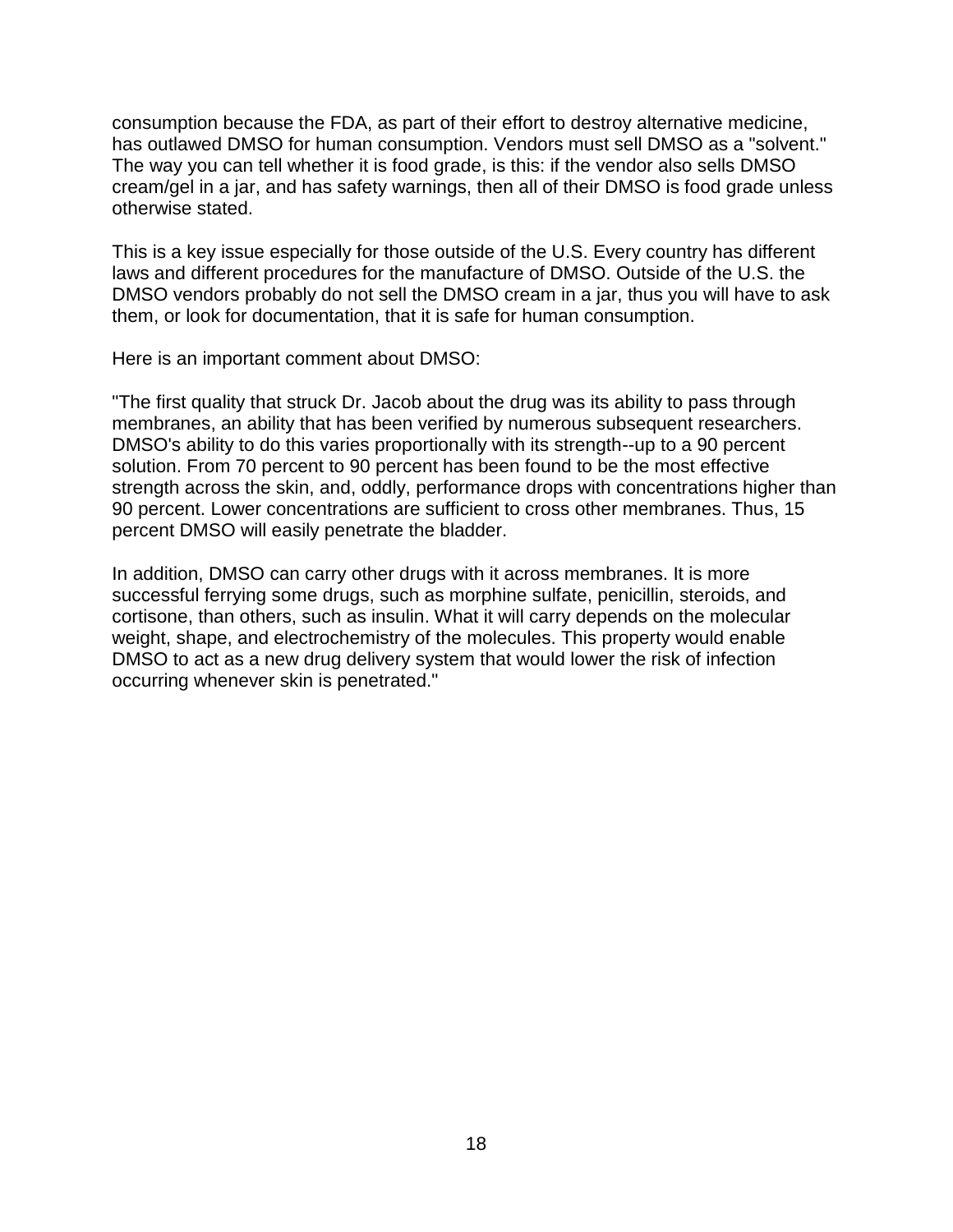consumption because the FDA, as part of their effort to destroy alternative medicine, has outlawed DMSO for human consumption. Vendors must sell DMSO as a "solvent." The way you can tell whether it is food grade, is this: if the vendor also sells DMSO cream/gel in a jar, and has safety warnings, then all of their DMSO is food grade unless otherwise stated.

This is a key issue especially for those outside of the U.S. Every country has different laws and different procedures for the manufacture of DMSO. Outside of the U.S. the DMSO vendors probably do not sell the DMSO cream in a jar, thus you will have to ask them, or look for documentation, that it is safe for human consumption.

Here is an important comment about DMSO:

"The first quality that struck Dr. Jacob about the drug was its ability to pass through membranes, an ability that has been verified by numerous subsequent researchers. DMSO's ability to do this varies proportionally with its strength--up to a 90 percent solution. From 70 percent to 90 percent has been found to be the most effective strength across the skin, and, oddly, performance drops with concentrations higher than 90 percent. Lower concentrations are sufficient to cross other membranes. Thus, 15 percent DMSO will easily penetrate the bladder.

In addition, DMSO can carry other drugs with it across membranes. It is more successful ferrying some drugs, such as morphine sulfate, penicillin, steroids, and cortisone, than others, such as insulin. What it will carry depends on the molecular weight, shape, and electrochemistry of the molecules. This property would enable DMSO to act as a new drug delivery system that would lower the risk of infection occurring whenever skin is penetrated."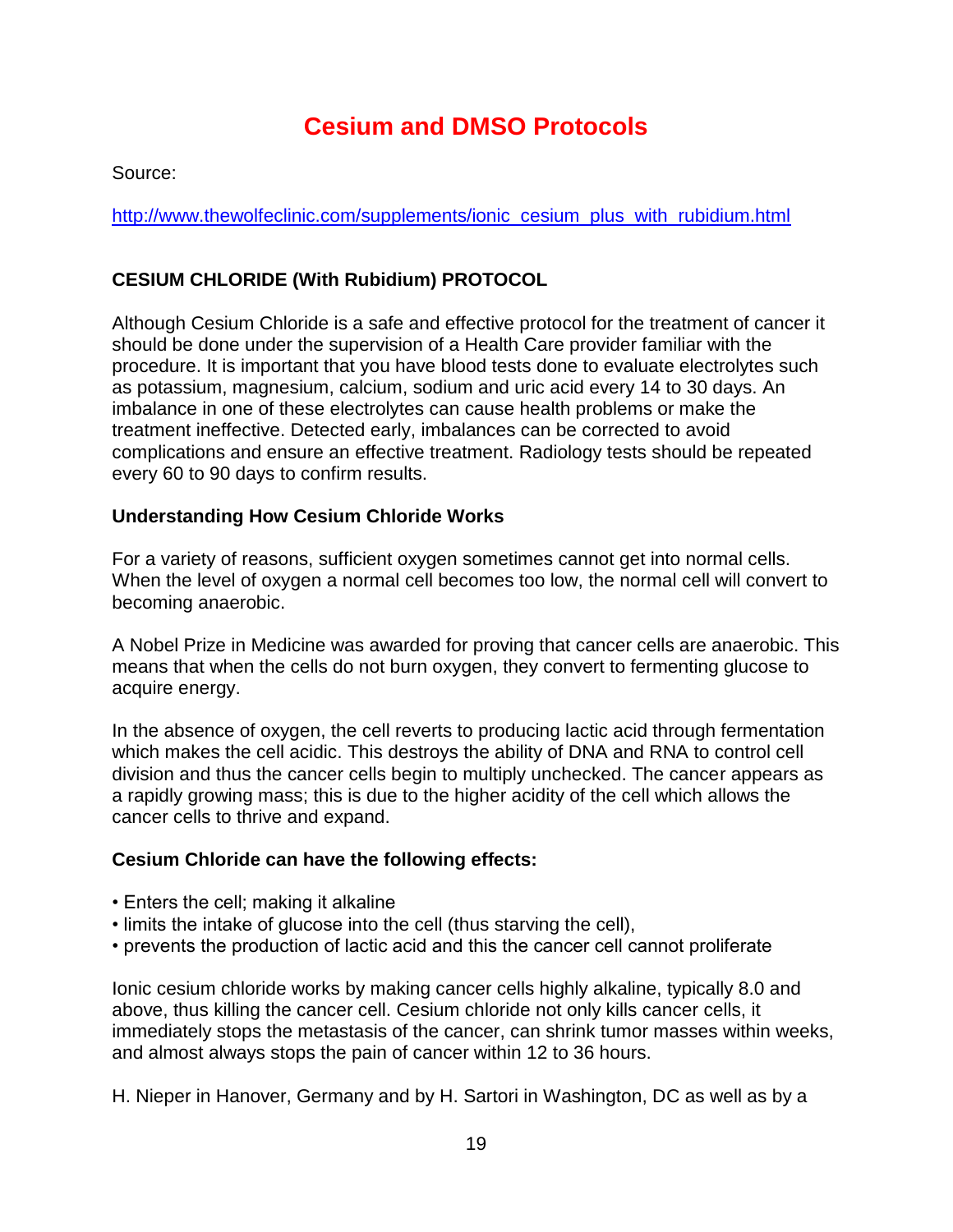# Cesium and DMSO Protocols

Source:

http://www.thewolfeclinic.com/supplements/ionic_cesium_plus_with_rubidium.html

### CESIUM CHLORIDE (With Rubidium) PROTOCOL

Although Cesium Chloride is a safe and effective protocol for the treatment of cancer it should be done under the supervision of a Health Care provider familiar with the procedure. It is important that you have blood tests done to evaluate electrolytes such as potassium, magnesium, calcium, sodium and uric acid every 14 to 30 days. An imbalance in one of these electrolytes can cause health problems or make the treatment ineffective. Detected early, imbalances can be corrected to avoid complications and ensure an effective treatment. Radiology tests should be repeated every 60 to 90 days to confirm results.

### Understanding How Cesium Chloride Works

For a variety of reasons, sufficient oxygen sometimes cannot get into normal cells. When the level of oxygen a normal cell becomes too low, the normal cell will convert to becoming anaerobic.

A Nobel Prize in Medicine was awarded for proving that cancer cells are anaerobic. This means that when the cells do not burn oxygen, they convert to fermenting glucose to acquire energy.

In the absence of oxygen, the cell reverts to producing lactic acid through fermentation which makes the cell acidic. This destroys the ability of DNA and RNA to control cell division and thus the cancer cells begin to multiply unchecked. The cancer appears as a rapidly growing mass; this is due to the higher acidity of the cell which allows the cancer cells to thrive and expand.

### Cesium Chloride can have the following effects:

- Enters the cell; making it alkaline
- limits the intake of glucose into the cell (thus starving the cell),
- prevents the production of lactic acid and this the cancer cell cannot proliferate

Ionic cesium chloride works by making cancer cells highly alkaline, typically 8.0 and above, thus killing the cancer cell. Cesium chloride not only kills cancer cells, it immediately stops the metastasis of the cancer, can shrink tumor masses within weeks, and almost always stops the pain of cancer within 12 to 36 hours.

H. Nieper in Hanover, Germany and by H. Sartori in Washington, DC as well as by a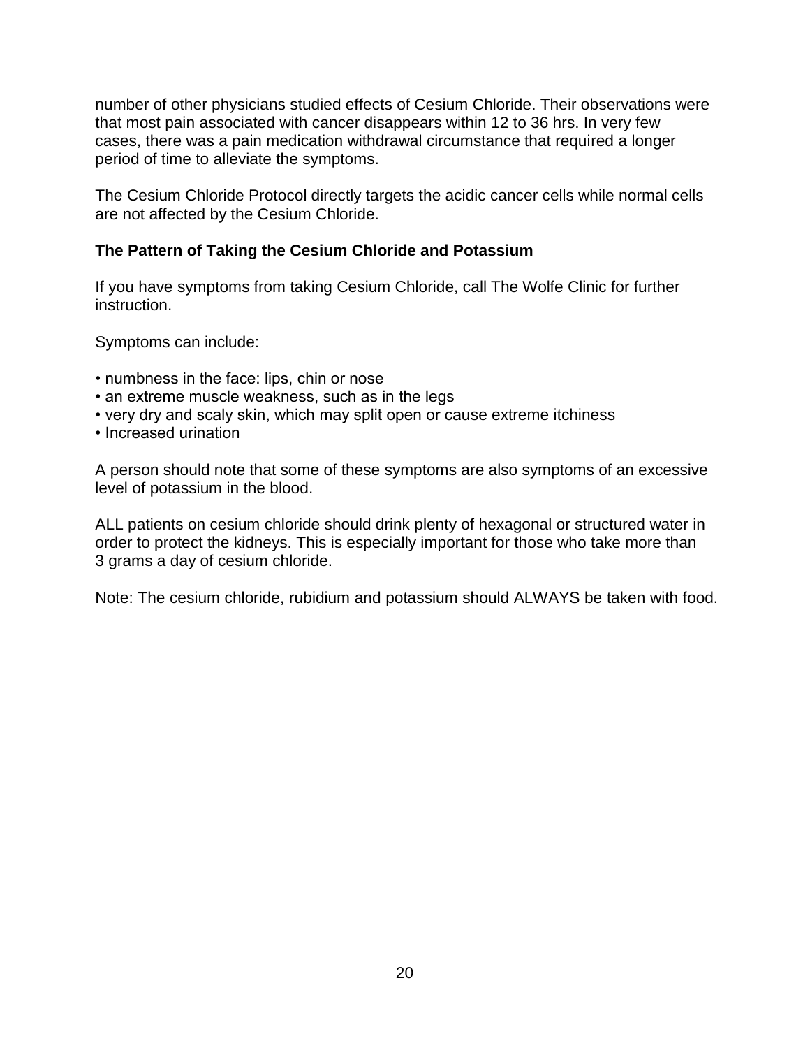number of other physicians studied effects of Cesium Chloride. Their observations were that most pain associated with cancer disappears within 12 to 36 hrs. In very few cases, there was a pain medication withdrawal circumstance that required a longer period of time to alleviate the symptoms.

The Cesium Chloride Protocol directly targets the acidic cancer cells while normal cells are not affected by the Cesium Chloride.

**The Pattern of Taking the Cesium Chloride and Potassium**

If you have symptoms from taking Cesium Chloride, call The Wolfe Clinic for further instruction.

Symptoms can include:

- numbness in the face: lips, chin or nose
- an extreme muscle weakness, such as in the legs
- very dry and scaly skin, which may split open or cause extreme itchiness
- Increased urination

A person should note that some of these symptoms are also symptoms of an excessive level of potassium in the blood.

ALL patients on cesium chloride should drink plenty of hexagonal or structured water in order to protect the kidneys. This is especially important for those who take more than 3 grams a day of cesium chloride.

Note: The cesium chloride, rubidium and potassium should ALWAYS be taken with food.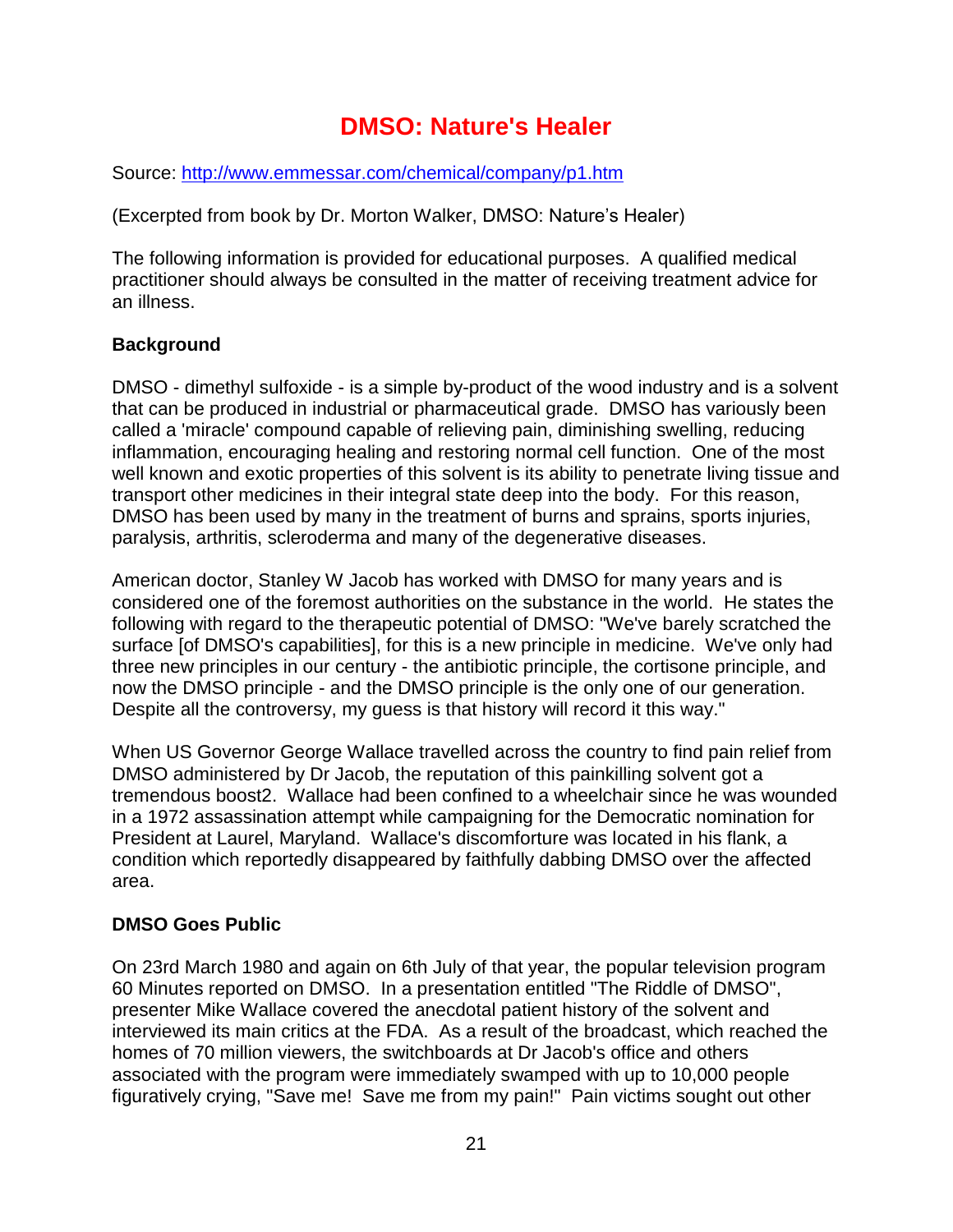# DMSO: Nature's Healer

Source: http://www.emmessar.com/chemical/company/p1.htm

(Excerpted from book by Dr. Morton Walker, DMSO: Nature's Healer)

The following information is provided for educational purposes. A qualified medical practitioner should always be consulted in the matter of receiving treatment advice for an illness.

**Background**

DMSO - dimethyl sulfoxide - is a simple by-product of the wood industry and is a solvent that can be produced in industrial or pharmaceutical grade. DMSO has variously been called a 'miracle' compound capable of relieving pain, diminishing swelling, reducing inflammation, encouraging healing and restoring normal cell function. One of the most well known and exotic properties of this solvent is its ability to penetrate living tissue and transport other medicines in their integral state deep into the body. For this reason, DMSO has been used by many in the treatment of burns and sprains, sports injuries, paralysis, arthritis, scleroderma and many of the degenerative diseases.

American doctor, Stanley W Jacob has worked with DMSO for many years and is considered one of the foremost authorities on the substance in the world. He states the following with regard to the therapeutic potential of DMSO: "We've barely scratched the surface [of DMSO's capabilities], for this is a new principle in medicine. We've only had three new principles in our century - the antibiotic principle, the cortisone principle, and now the DMSO principle - and the DMSO principle is the only one of our generation. Despite all the controversy, my guess is that history will record it this way."

When US Governor George Wallace travelled across the country to find pain relief from DMSO administered by Dr Jacob, the reputation of this painkilling solvent got a tremendous boost2. Wallace had been confined to a wheelchair since he was wounded in a 1972 assassination attempt while campaigning for the Democratic nomination for President at Laurel, Maryland. Wallace's discomforture was located in his flank, a condition which reportedly disappeared by faithfully dabbing DMSO over the affected area.

**DMSO Goes Public**

On 23rd March 1980 and again on 6th July of that year, the popular television program 60 Minutes reported on DMSO. In a presentation entitled "The Riddle of DMSO", presenter Mike Wallace covered the anecdotal patient history of the solvent and interviewed its main critics at the FDA. As a result of the broadcast, which reached the homes of 70 million viewers, the switchboards at Dr Jacob's office and others associated with the program were immediately swamped with up to 10,000 people figuratively crying, "Save me! Save me from my pain!" Pain victims sought out other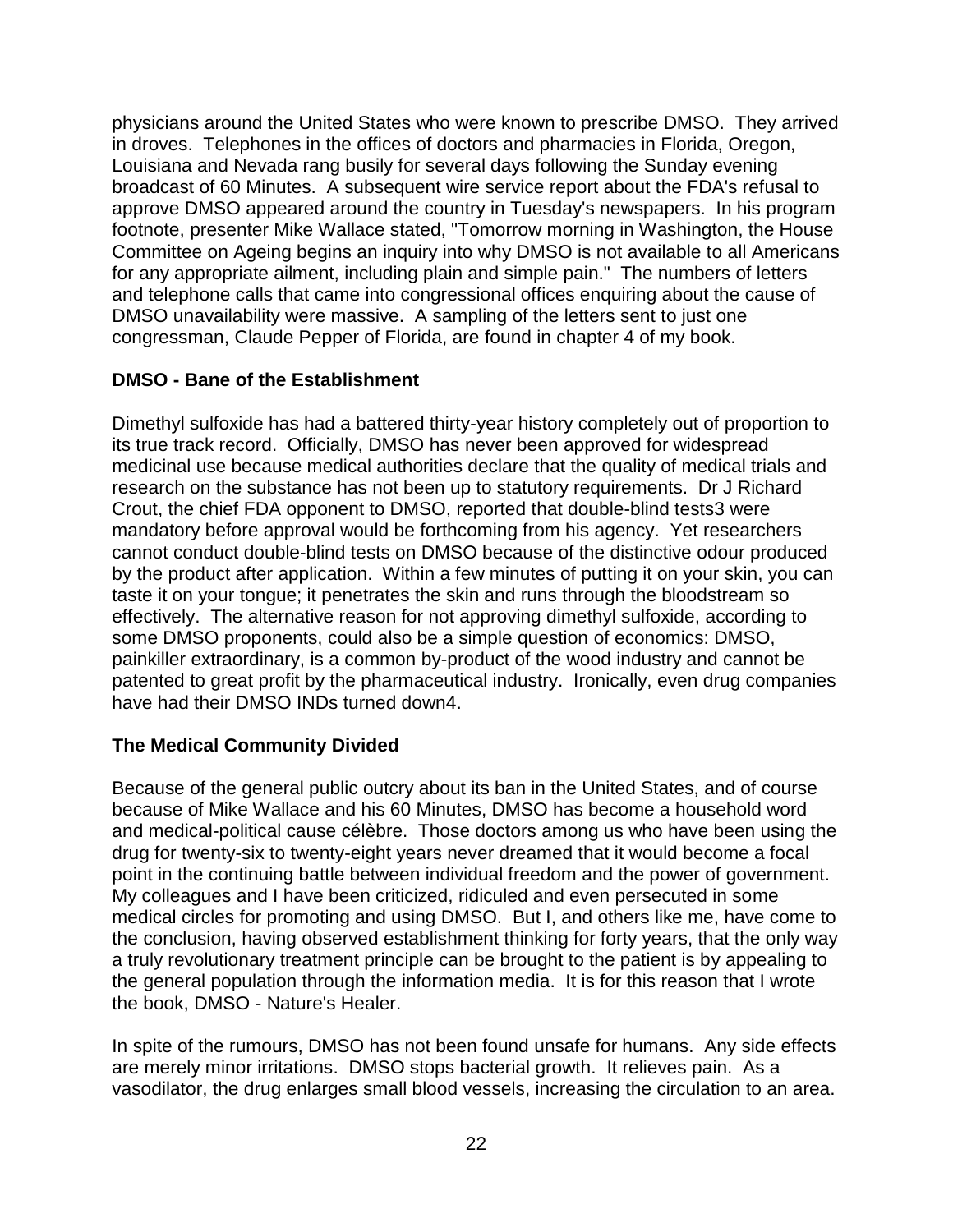physicians around the United States who were known to prescribe DMSO. They arrived in droves. Telephones in the offices of doctors and pharmacies in Florida, Oregon, Louisiana and Nevada rang busily for several days following the Sunday evening broadcast of 60 Minutes. A subsequent wire service report about the FDA's refusal to approve DMSO appeared around the country in Tuesday's newspapers. In his program footnote, presenter Mike Wallace stated, "Tomorrow morning in Washington, the House Committee on Ageing begins an inquiry into why DMSO is not available to all Americans for any appropriate ailment, including plain and simple pain." The numbers of letters and telephone calls that came into congressional offices enquiring about the cause of DMSO unavailability were massive. A sampling of the letters sent to just one congressman, Claude Pepper of Florida, are found in chapter 4 of my book.

**DMSO - Bane of the Establishment**

Dimethyl sulfoxide has had a battered thirty-year history completely out of proportion to its true track record. Officially, DMSO has never been approved for widespread medicinal use because medical authorities declare that the quality of medical trials and research on the substance has not been up to statutory requirements. Dr J Richard Crout, the chief FDA opponent to DMSO, reported that double-blind tests[3] were mandatory before approval would be forthcoming from his agency. Yet researchers cannot conduct double-blind tests on DMSO because of the distinctive odour produced by the product after application. Within a few minutes of putting it on your skin, you can taste it on your tongue; it penetrates the skin and runs through the bloodstream so effectively. The alternative reason for not approving dimethyl sulfoxide, according to some DMSO proponents, could also be a simple question of economics: DMSO, painkiller extraordinary, is a common by-product of the wood industry and cannot be patented to great profit by the pharmaceutical industry. Ironically, even drug companies have had their DMSO INDs turned down[4].

**The Medical Community Divided**

Because of the general public outcry about its ban in the United States, and of course because of Mike Wallace and his 60 Minutes, DMSO has become a household word and medical-political cause célèbre. Those doctors among us who have been using the drug for twenty-six to twenty-eight years never dreamed that it would become a focal point in the continuing battle between individual freedom and the power of government. My colleagues and I have been criticized, ridiculed and even persecuted in some medical circles for promoting and using DMSO. But I, and others like me, have come to the conclusion, having observed establishment thinking for forty years, that the only way a truly revolutionary treatment principle can be brought to the patient is by appealing to the general population through the information media. It is for this reason that I wrote the book, DMSO - Nature's Healer.

In spite of the rumours, DMSO has not been found unsafe for humans. Any side effects are merely minor irritations. DMSO stops bacterial growth. It relieves pain. As a vasodilator, the drug enlarges small blood vessels, increasing the circulation to an area.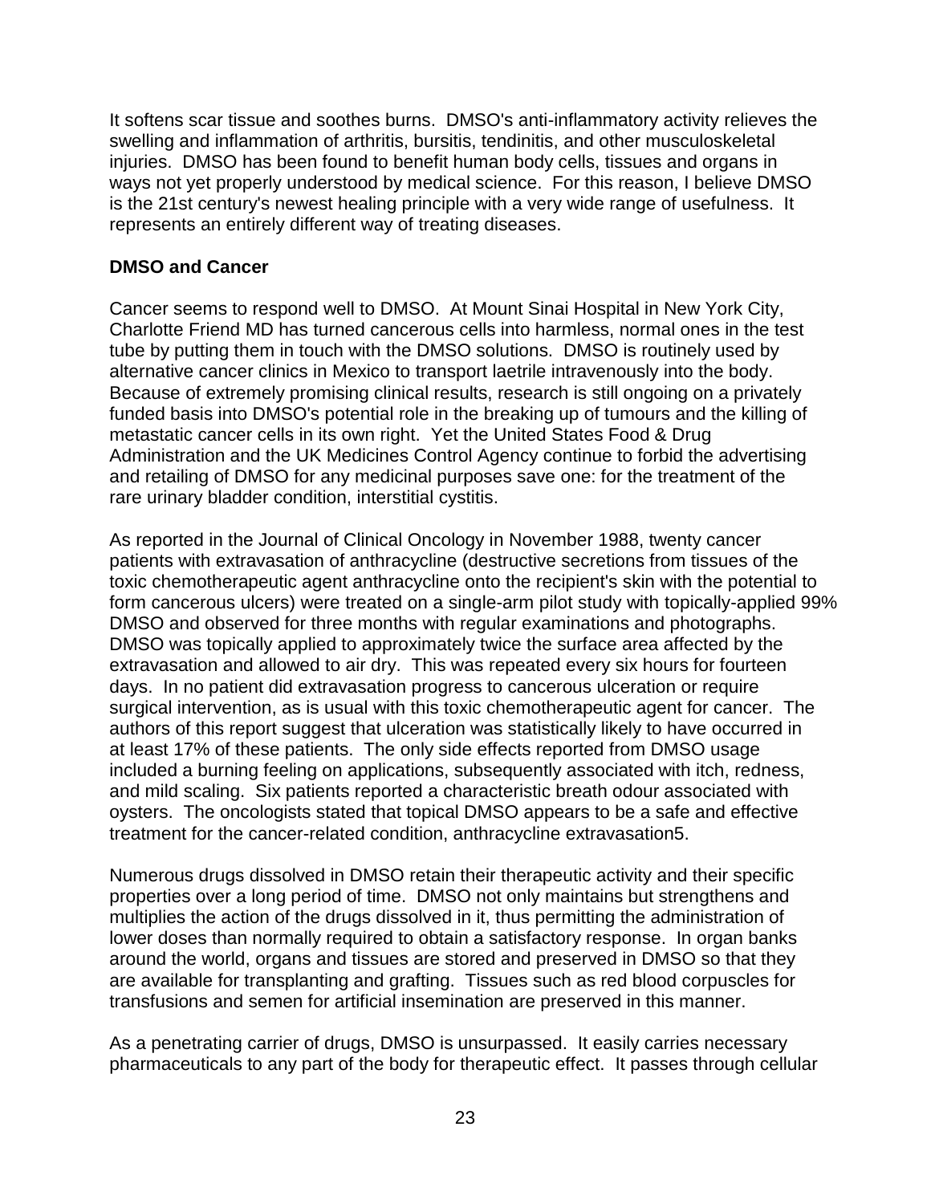It softens scar tissue and soothes burns. DMSO's anti-inflammatory activity relieves the swelling and inflammation of arthritis, bursitis, tendinitis, and other musculoskeletal injuries. DMSO has been found to benefit human body cells, tissues and organs in ways not yet properly understood by medical science. For this reason, I believe DMSO is the 21st century's newest healing principle with a very wide range of usefulness. It represents an entirely different way of treating diseases.

**DMSO and Cancer**

Cancer seems to respond well to DMSO. At Mount Sinai Hospital in New York City, Charlotte Friend MD has turned cancerous cells into harmless, normal ones in the test tube by putting them in touch with the DMSO solutions. DMSO is routinely used by alternative cancer clinics in Mexico to transport laetrile intravenously into the body. Because of extremely promising clinical results, research is still ongoing on a privately funded basis into DMSO's potential role in the breaking up of tumours and the killing of metastatic cancer cells in its own right. Yet the United States Food & Drug Administration and the UK Medicines Control Agency continue to forbid the advertising and retailing of DMSO for any medicinal purposes save one: for the treatment of the rare urinary bladder condition, interstitial cystitis.

As reported in the Journal of Clinical Oncology in November 1988, twenty cancer patients with extravasation of anthracycline (destructive secretions from tissues of the toxic chemotherapeutic agent anthracycline onto the recipient's skin with the potential to form cancerous ulcers) were treated on a single-arm pilot study with topically-applied 99% DMSO and observed for three months with regular examinations and photographs. DMSO was topically applied to approximately twice the surface area affected by the extravasation and allowed to air dry. This was repeated every six hours for fourteen days. In no patient did extravasation progress to cancerous ulceration or require surgical intervention, as is usual with this toxic chemotherapeutic agent for cancer. The authors of this report suggest that ulceration was statistically likely to have occurred in at least 17% of these patients. The only side effects reported from DMSO usage included a burning feeling on applications, subsequently associated with itch, redness, and mild scaling. Six patients reported a characteristic breath odour associated with oysters. The oncologists stated that topical DMSO appears to be a safe and effective treatment for the cancer-related condition, anthracycline extravasation[5].

Numerous drugs dissolved in DMSO retain their therapeutic activity and their specific properties over a long period of time. DMSO not only maintains but strengthens and multiplies the action of the drugs dissolved in it, thus permitting the administration of lower doses than normally required to obtain a satisfactory response. In organ banks around the world, organs and tissues are stored and preserved in DMSO so that they are available for transplanting and grafting. Tissues such as red blood corpuscles for transfusions and semen for artificial insemination are preserved in this manner.

As a penetrating carrier of drugs, DMSO is unsurpassed. It easily carries necessary pharmaceuticals to any part of the body for therapeutic effect. It passes through cellular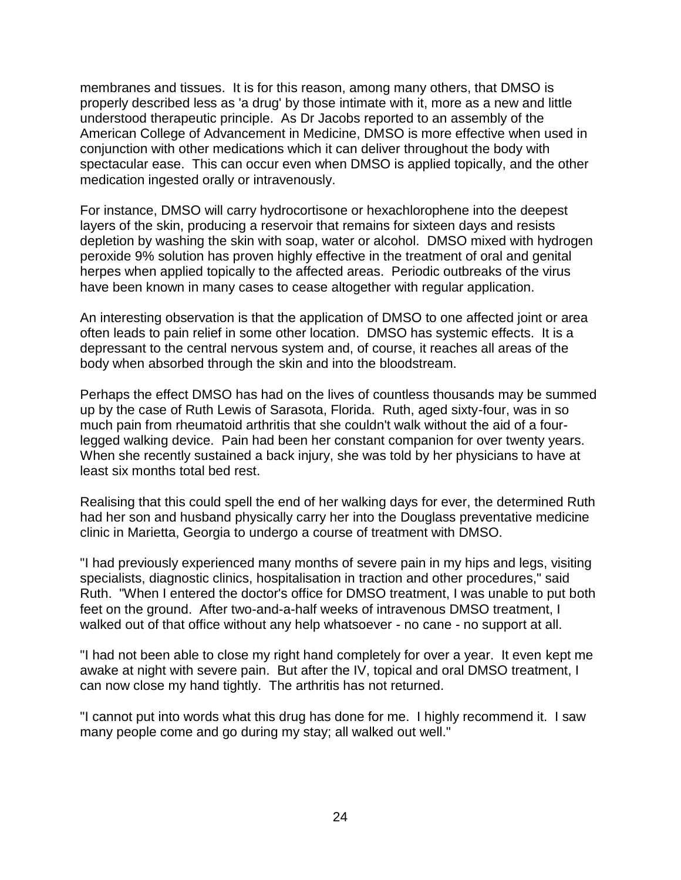membranes and tissues. It is for this reason, among many others, that DMSO is properly described less as 'a drug' by those intimate with it, more as a new and little understood therapeutic principle. As Dr Jacobs reported to an assembly of the American College of Advancement in Medicine, DMSO is more effective when used in conjunction with other medications which it can deliver throughout the body with spectacular ease. This can occur even when DMSO is applied topically, and the other medication ingested orally or intravenously.

For instance, DMSO will carry hydrocortisone or hexachlorophene into the deepest layers of the skin, producing a reservoir that remains for sixteen days and resists depletion by washing the skin with soap, water or alcohol. DMSO mixed with hydrogen peroxide 9% solution has proven highly effective in the treatment of oral and genital herpes when applied topically to the affected areas. Periodic outbreaks of the virus have been known in many cases to cease altogether with regular application.

An interesting observation is that the application of DMSO to one affected joint or area often leads to pain relief in some other location. DMSO has systemic effects. It is a depressant to the central nervous system and, of course, it reaches all areas of the body when absorbed through the skin and into the bloodstream.

Perhaps the effect DMSO has had on the lives of countless thousands may be summed up by the case of Ruth Lewis of Sarasota, Florida. Ruth, aged sixty-four, was in so much pain from rheumatoid arthritis that she couldn't walk without the aid of a four-legged walking device. Pain had been her constant companion for over twenty years. When she recently sustained a back injury, she was told by her physicians to have at least six months total bed rest.

Realising that this could spell the end of her walking days for ever, the determined Ruth had her son and husband physically carry her into the Douglass preventative medicine clinic in Marietta, Georgia to undergo a course of treatment with DMSO.

"I had previously experienced many months of severe pain in my hips and legs, visiting specialists, diagnostic clinics, hospitalisation in traction and other procedures," said Ruth. "When I entered the doctor's office for DMSO treatment, I was unable to put both feet on the ground. After two-and-a-half weeks of intravenous DMSO treatment, I walked out of that office without any help whatsoever - no cane - no support at all.

"I had not been able to close my right hand completely for over a year. It even kept me awake at night with severe pain. But after the IV, topical and oral DMSO treatment, I can now close my hand tightly. The arthritis has not returned.

"I cannot put into words what this drug has done for me. I highly recommend it. I saw many people come and go during my stay; all walked out well."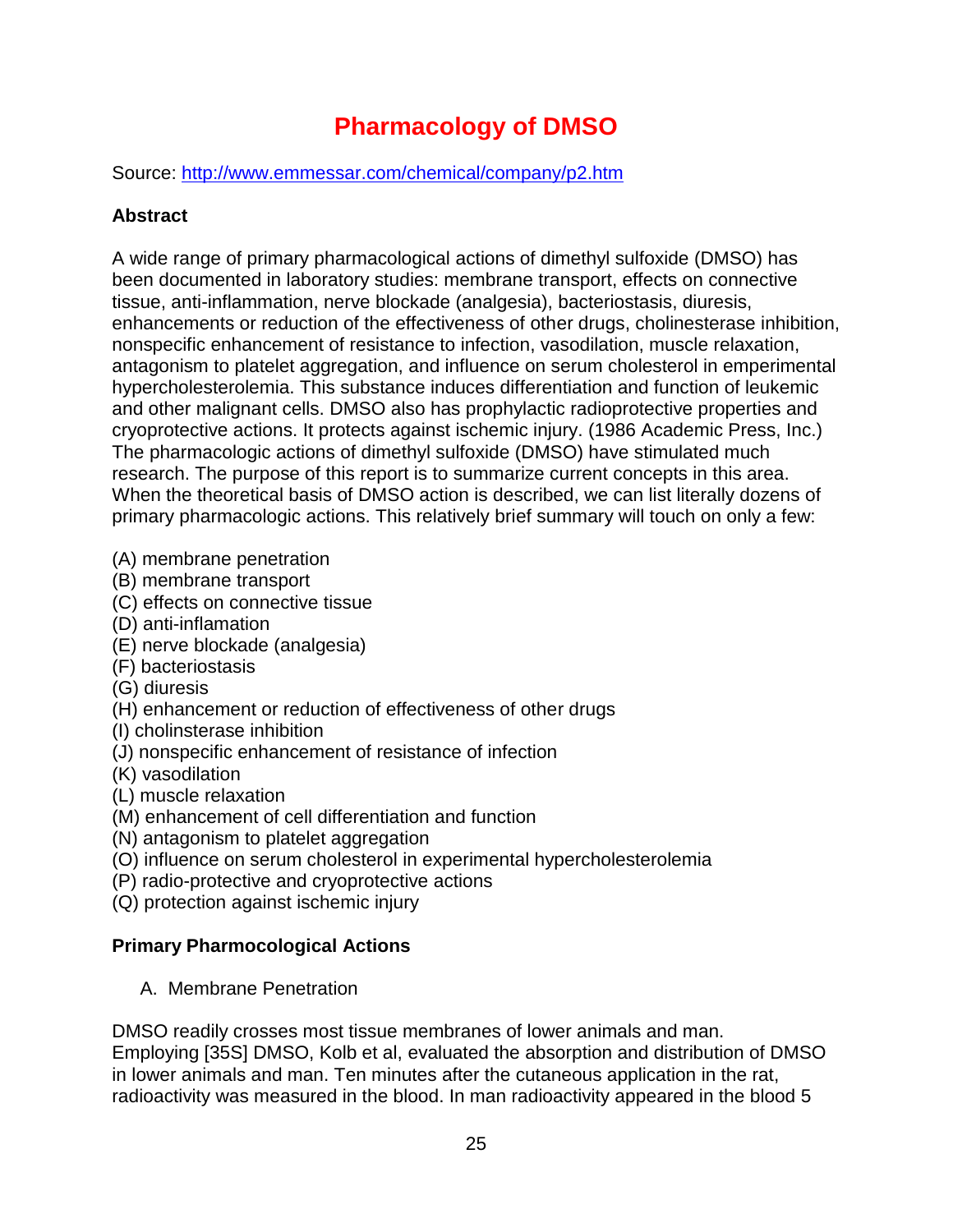# Pharmacology of DMSO

Source: http://www.emmessar.com/chemical/company/p2.htm

**Abstract**

A wide range of primary pharmacological actions of dimethyl sulfoxide (DMSO) has been documented in laboratory studies: membrane transport, effects on connective tissue, anti-inflammation, nerve blockade (analgesia), bacteriostasis, diuresis, enhancements or reduction of the effectiveness of other drugs, cholinesterase inhibition, nonspecific enhancement of resistance to infection, vasodilation, muscle relaxation, antagonism to platelet aggregation, and influence on serum cholesterol in emperimental hypercholesterolemia. This substance induces differentiation and function of leukemic and other malignant cells. DMSO also has prophylactic radioprotective properties and cryoprotective actions. It protects against ischemic injury. (1986 Academic Press, Inc.) The pharmacologic actions of dimethyl sulfoxide (DMSO) have stimulated much research. The purpose of this report is to summarize current concepts in this area. When the theoretical basis of DMSO action is described, we can list literally dozens of primary pharmacologic actions. This relatively brief summary will touch on only a few:

(A) membrane penetration
(B) membrane transport
(C) effects on connective tissue
(D) anti-inflamation
(E) nerve blockade (analgesia)
(F) bacteriostasis
(G) diuresis
(H) enhancement or reduction of effectiveness of other drugs
(I) cholinsterase inhibition
(J) nonspecific enhancement of resistance of infection
(K) vasodilation
(L) muscle relaxation
(M) enhancement of cell differentiation and function
(N) antagonism to platelet aggregation
(O) influence on serum cholesterol in experimental hypercholesterolemia
(P) radio-protective and cryoprotective actions
(Q) protection against ischemic injury

**Primary Pharmacological Actions**

A. Membrane Penetration

DMSO readily crosses most tissue membranes of lower animals and man. Employing [35S] DMSO, Kolb et al, evaluated the absorption and distribution of DMSO in lower animals and man. Ten minutes after the cutaneous application in the rat, radioactivity was measured in the blood. In man radioactivity appeared in the blood 5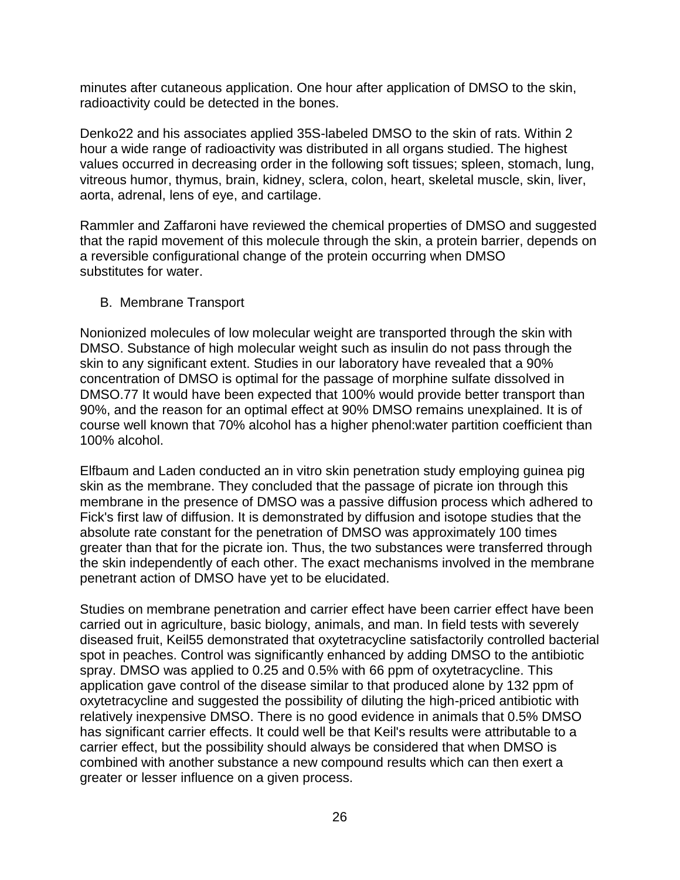minutes after cutaneous application. One hour after application of DMSO to the skin, radioactivity could be detected in the bones.

Denko22 and his associates applied 35S-labeled DMSO to the skin of rats. Within 2 hour a wide range of radioactivity was distributed in all organs studied. The highest values occurred in decreasing order in the following soft tissues; spleen, stomach, lung, vitreous humor, thymus, brain, kidney, sclera, colon, heart, skeletal muscle, skin, liver, aorta, adrenal, lens of eye, and cartilage.

Rammler and Zaffaroni have reviewed the chemical properties of DMSO and suggested that the rapid movement of this molecule through the skin, a protein barrier, depends on a reversible configurational change of the protein occurring when DMSO substitutes for water.

## B. Membrane Transport

Nonionized molecules of low molecular weight are transported through the skin with DMSO. Substance of high molecular weight such as insulin do not pass through the skin to any significant extent. Studies in our laboratory have revealed that a 90% concentration of DMSO is optimal for the passage of morphine sulfate dissolved in DMSO.77 It would have been expected that 100% would provide better transport than 90%, and the reason for an optimal effect at 90% DMSO remains unexplained. It is of course well known that 70% alcohol has a higher phenol:water partition coefficient than 100% alcohol.

Elfbaum and Laden conducted an in vitro skin penetration study employing guinea pig skin as the membrane. They concluded that the passage of picrate ion through this membrane in the presence of DMSO was a passive diffusion process which adhered to Fick's first law of diffusion. It is demonstrated by diffusion and isotope studies that the absolute rate constant for the penetration of DMSO was approximately 100 times greater than that for the picrate ion. Thus, the two substances were transferred through the skin independently of each other. The exact mechanisms involved in the membrane penetrant action of DMSO have yet to be elucidated.

Studies on membrane penetration and carrier effect have been carrier effect have been carried out in agriculture, basic biology, animals, and man. In field tests with severely diseased fruit, Keil55 demonstrated that oxytetracycline satisfactorily controlled bacterial spot in peaches. Control was significantly enhanced by adding DMSO to the antibiotic spray. DMSO was applied to 0.25 and 0.5% with 66 ppm of oxytetracycline. This application gave control of the disease similar to that produced alone by 132 ppm of oxytetracycline and suggested the possibility of diluting the high-priced antibiotic with relatively inexpensive DMSO. There is no good evidence in animals that 0.5% DMSO has significant carrier effects. It could well be that Keil's results were attributable to a carrier effect, but the possibility should always be considered that when DMSO is combined with another substance a new compound results which can then exert a greater or lesser influence on a given process.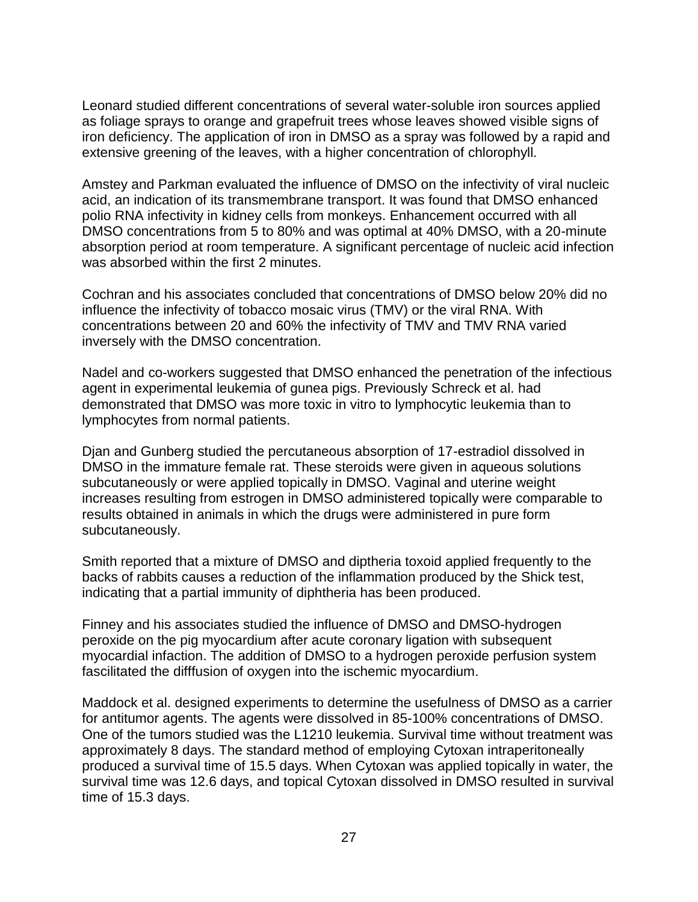Leonard studied different concentrations of several water-soluble iron sources applied as foliage sprays to orange and grapefruit trees whose leaves showed visible signs of iron deficiency. The application of iron in DMSO as a spray was followed by a rapid and extensive greening of the leaves, with a higher concentration of chlorophyll.

Amstey and Parkman evaluated the influence of DMSO on the infectivity of viral nucleic acid, an indication of its transmembrane transport. It was found that DMSO enhanced polio RNA infectivity in kidney cells from monkeys. Enhancement occurred with all DMSO concentrations from 5 to 80% and was optimal at 40% DMSO, with a 20-minute absorption period at room temperature. A significant percentage of nucleic acid infection was absorbed within the first 2 minutes.

Cochran and his associates concluded that concentrations of DMSO below 20% did no influence the infectivity of tobacco mosaic virus (TMV) or the viral RNA. With concentrations between 20 and 60% the infectivity of TMV and TMV RNA varied inversely with the DMSO concentration.

Nadel and co-workers suggested that DMSO enhanced the penetration of the infectious agent in experimental leukemia of gunea pigs. Previously Schreck et al. had demonstrated that DMSO was more toxic in vitro to lymphocytic leukemia than to lymphocytes from normal patients.

Djan and Gunberg studied the percutaneous absorption of 17-estradiol dissolved in DMSO in the immature female rat. These steroids were given in aqueous solutions subcutaneously or were applied topically in DMSO. Vaginal and uterine weight increases resulting from estrogen in DMSO administered topically were comparable to results obtained in animals in which the drugs were administered in pure form subcutaneously.

Smith reported that a mixture of DMSO and diptheria toxoid applied frequently to the backs of rabbits causes a reduction of the inflammation produced by the Shick test, indicating that a partial immunity of diphtheria has been produced.

Finney and his associates studied the influence of DMSO and DMSO-hydrogen peroxide on the pig myocardium after acute coronary ligation with subsequent myocardial infaction. The addition of DMSO to a hydrogen peroxide perfusion system fascilitated the difffusion of oxygen into the ischemic myocardium.

Maddock et al. designed experiments to determine the usefulness of DMSO as a carrier for antitumor agents. The agents were dissolved in 85-100% concentrations of DMSO. One of the tumors studied was the L1210 leukemia. Survival time without treatment was approximately 8 days. The standard method of employing Cytoxan intraperitoneally produced a survival time of 15.5 days. When Cytoxan was applied topically in water, the survival time was 12.6 days, and topical Cytoxan dissolved in DMSO resulted in survival time of 15.3 days.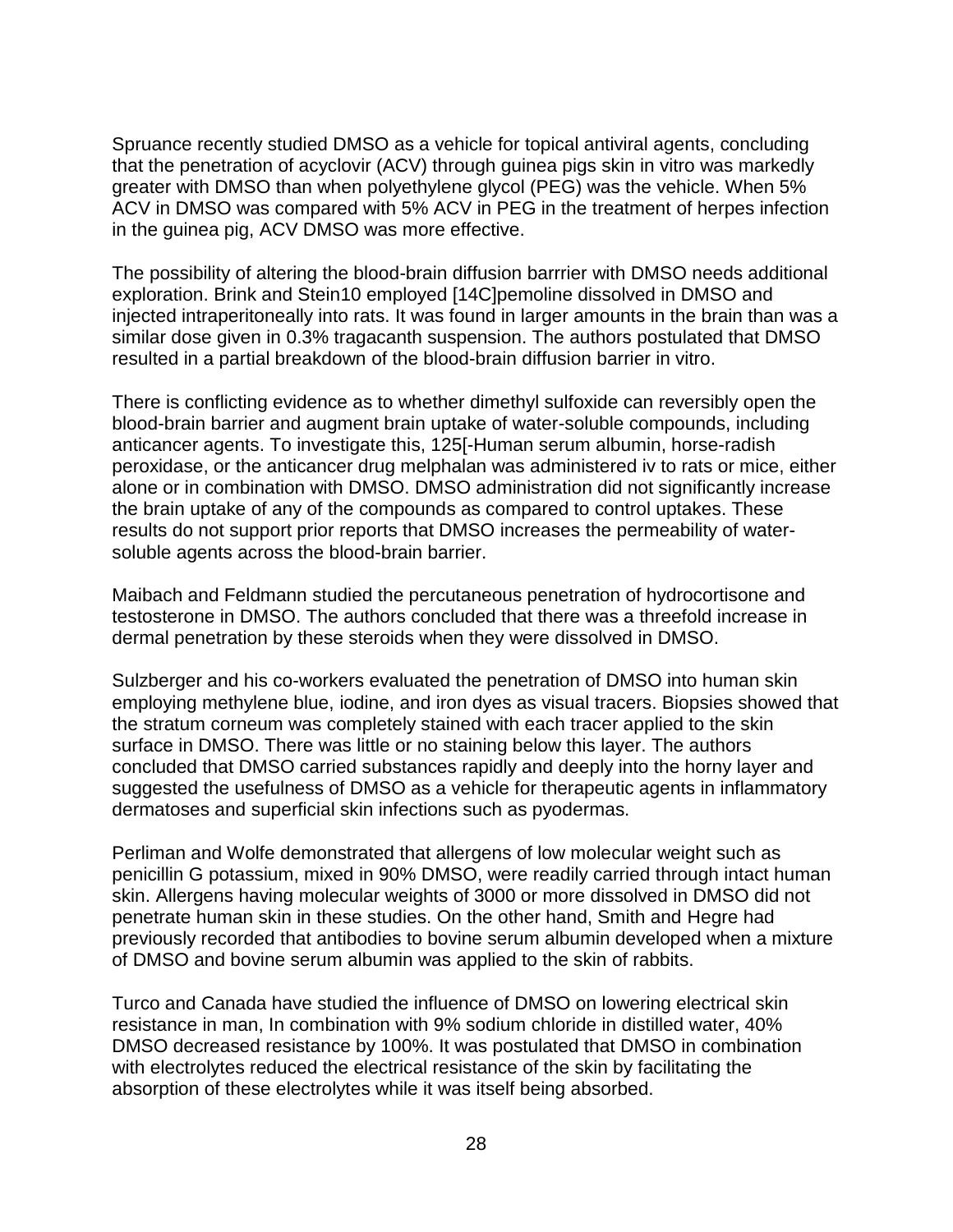Spruance recently studied DMSO as a vehicle for topical antiviral agents, concluding that the penetration of acyclovir (ACV) through guinea pigs skin in vitro was markedly greater with DMSO than when polyethylene glycol (PEG) was the vehicle. When 5% ACV in DMSO was compared with 5% ACV in PEG in the treatment of herpes infection in the guinea pig, ACV DMSO was more effective.

The possibility of altering the blood-brain diffusion barrrier with DMSO needs additional exploration. Brink and Stein10 employed [14C]pemoline dissolved in DMSO and injected intraperitoneally into rats. It was found in larger amounts in the brain than was a similar dose given in 0.3% tragacanth suspension. The authors postulated that DMSO resulted in a partial breakdown of the blood-brain diffusion barrier in vitro.

There is conflicting evidence as to whether dimethyl sulfoxide can reversibly open the blood-brain barrier and augment brain uptake of water-soluble compounds, including anticancer agents. To investigate this, 125[-Human serum albumin, horse-radish peroxidase, or the anticancer drug melphalan was administered iv to rats or mice, either alone or in combination with DMSO. DMSO administration did not significantly increase the brain uptake of any of the compounds as compared to control uptakes. These results do not support prior reports that DMSO increases the permeability of water-soluble agents across the blood-brain barrier.

Maibach and Feldmann studied the percutaneous penetration of hydrocortisone and testosterone in DMSO. The authors concluded that there was a threefold increase in dermal penetration by these steroids when they were dissolved in DMSO.

Sulzberger and his co-workers evaluated the penetration of DMSO into human skin employing methylene blue, iodine, and iron dyes as visual tracers. Biopsies showed that the stratum corneum was completely stained with each tracer applied to the skin surface in DMSO. There was little or no staining below this layer. The authors concluded that DMSO carried substances rapidly and deeply into the horny layer and suggested the usefulness of DMSO as a vehicle for therapeutic agents in inflammatory dermatoses and superficial skin infections such as pyodermas.

Perliman and Wolfe demonstrated that allergens of low molecular weight such as penicillin G potassium, mixed in 90% DMSO, were readily carried through intact human skin. Allergens having molecular weights of 3000 or more dissolved in DMSO did not penetrate human skin in these studies. On the other hand, Smith and Hegre had previously recorded that antibodies to bovine serum albumin developed when a mixture of DMSO and bovine serum albumin was applied to the skin of rabbits.

Turco and Canada have studied the influence of DMSO on lowering electrical skin resistance in man, In combination with 9% sodium chloride in distilled water, 40% DMSO decreased resistance by 100%. It was postulated that DMSO in combination with electrolytes reduced the electrical resistance of the skin by facilitating the absorption of these electrolytes while it was itself being absorbed.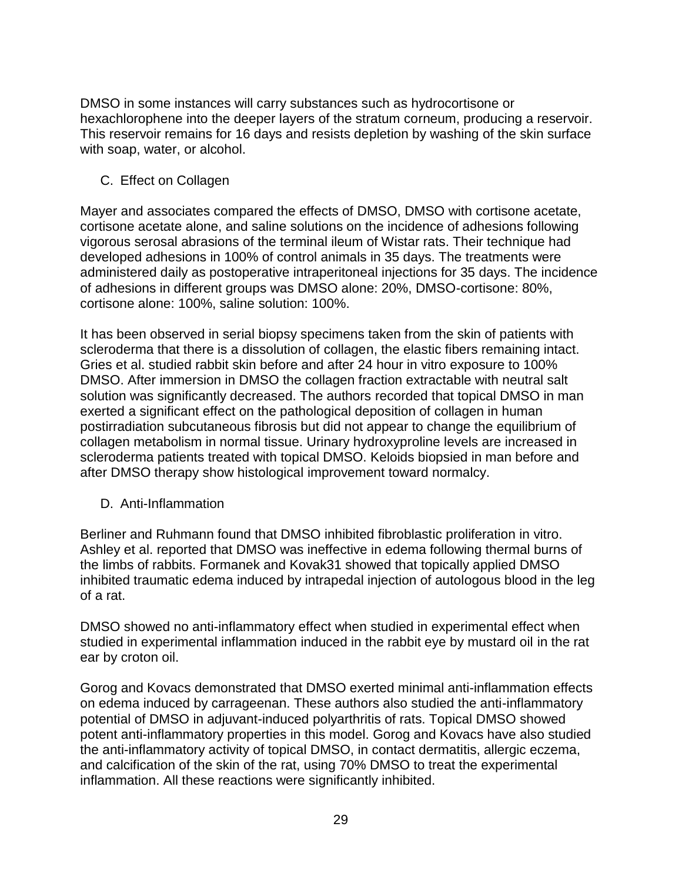DMSO in some instances will carry substances such as hydrocortisone or hexachlorophene into the deeper layers of the stratum corneum, producing a reservoir. This reservoir remains for 16 days and resists depletion by washing of the skin surface with soap, water, or alcohol.

### C. Effect on Collagen

Mayer and associates compared the effects of DMSO, DMSO with cortisone acetate, cortisone acetate alone, and saline solutions on the incidence of adhesions following vigorous serosal abrasions of the terminal ileum of Wistar rats. Their technique had developed adhesions in 100% of control animals in 35 days. The treatments were administered daily as postoperative intraperitoneal injections for 35 days. The incidence of adhesions in different groups was DMSO alone: 20%, DMSO-cortisone: 80%, cortisone alone: 100%, saline solution: 100%.

It has been observed in serial biopsy specimens taken from the skin of patients with scleroderma that there is a dissolution of collagen, the elastic fibers remaining intact. Gries et al. studied rabbit skin before and after 24 hour in vitro exposure to 100% DMSO. After immersion in DMSO the collagen fraction extractable with neutral salt solution was significantly decreased. The authors recorded that topical DMSO in man exerted a significant effect on the pathological deposition of collagen in human postirradiation subcutaneous fibrosis but did not appear to change the equilibrium of collagen metabolism in normal tissue. Urinary hydroxyproline levels are increased in scleroderma patients treated with topical DMSO. Keloids biopsied in man before and after DMSO therapy show histological improvement toward normalcy.

### D. Anti-Inflammation

Berliner and Ruhmann found that DMSO inhibited fibroblastic proliferation in vitro. Ashley et al. reported that DMSO was ineffective in edema following thermal burns of the limbs of rabbits. Formanek and Kovak31 showed that topically applied DMSO inhibited traumatic edema induced by intrapedal injection of autologous blood in the leg of a rat.

DMSO showed no anti-inflammatory effect when studied in experimental effect when studied in experimental inflammation induced in the rabbit eye by mustard oil in the rat ear by croton oil.

Gorog and Kovacs demonstrated that DMSO exerted minimal anti-inflammation effects on edema induced by carrageenan. These authors also studied the anti-inflammatory potential of DMSO in adjuvant-induced polyarthritis of rats. Topical DMSO showed potent anti-inflammatory properties in this model. Gorog and Kovacs have also studied the anti-inflammatory activity of topical DMSO, in contact dermatitis, allergic eczema, and calcification of the skin of the rat, using 70% DMSO to treat the experimental inflammation. All these reactions were significantly inhibited.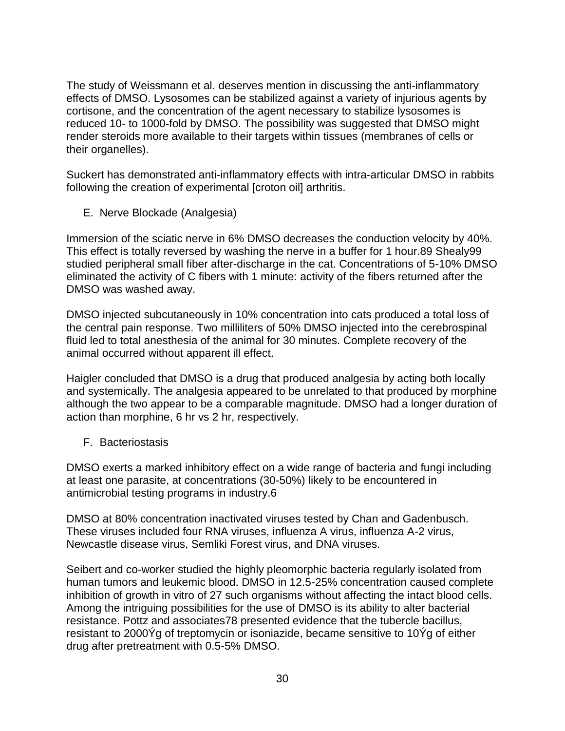The study of Weissmann et al. deserves mention in discussing the anti-inflammatory effects of DMSO. Lysosomes can be stabilized against a variety of injurious agents by cortisone, and the concentration of the agent necessary to stabilize lysosomes is reduced 10- to 1000-fold by DMSO. The possibility was suggested that DMSO might render steroids more available to their targets within tissues (membranes of cells or their organelles).

Suckert has demonstrated anti-inflammatory effects with intra-articular DMSO in rabbits following the creation of experimental [croton oil] arthritis.

E. Nerve Blockade (Analgesia)

Immersion of the sciatic nerve in 6% DMSO decreases the conduction velocity by 40%. This effect is totally reversed by washing the nerve in a buffer for 1 hour.[89] Shealy[99] studied peripheral small fiber after-discharge in the cat. Concentrations of 5-10% DMSO eliminated the activity of C fibers with 1 minute: activity of the fibers returned after the DMSO was washed away.

DMSO injected subcutaneously in 10% concentration into cats produced a total loss of the central pain response. Two milliliters of 50% DMSO injected into the cerebrospinal fluid led to total anesthesia of the animal for 30 minutes. Complete recovery of the animal occurred without apparent ill effect.

Haigler concluded that DMSO is a drug that produced analgesia by acting both locally and systemically. The analgesia appeared to be unrelated to that produced by morphine although the two appear to be a comparable magnitude. DMSO had a longer duration of action than morphine, 6 hr vs 2 hr, respectively.

F. Bacteriostasis

DMSO exerts a marked inhibitory effect on a wide range of bacteria and fungi including at least one parasite, at concentrations (30-50%) likely to be encountered in antimicrobial testing programs in industry.[6]

DMSO at 80% concentration inactivated viruses tested by Chan and Gadenbusch. These viruses included four RNA viruses, influenza A virus, influenza A-2 virus, Newcastle disease virus, Semliki Forest virus, and DNA viruses.

Seibert and co-worker studied the highly pleomorphic bacteria regularly isolated from human tumors and leukemic blood. DMSO in 12.5-25% concentration caused complete inhibition of growth in vitro of 27 such organisms without affecting the intact blood cells. Among the intriguing possibilities for the use of DMSO is its ability to alter bacterial resistance. Pottz and associates[78] presented evidence that the tubercle bacillus, resistant to 2000Ýg of treptomycin or isoniazide, became sensitive to 10Ýg of either drug after pretreatment with 0.5-5% DMSO.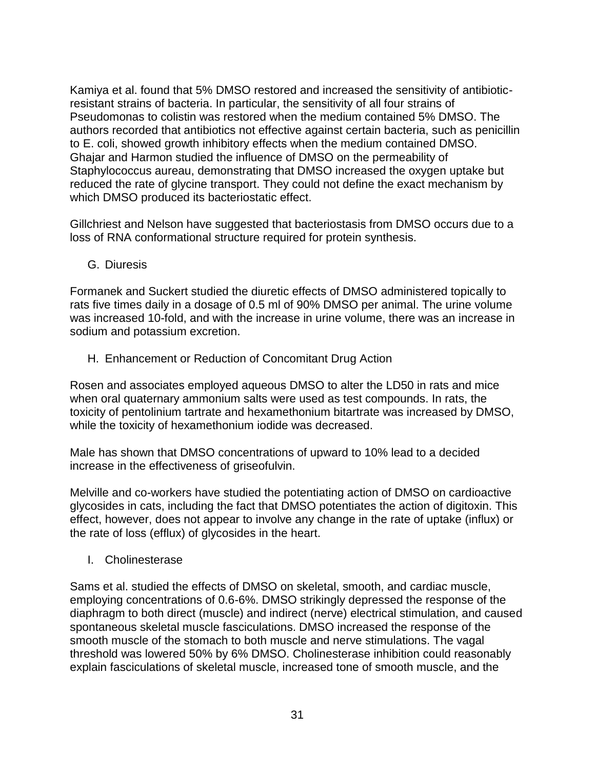Kamiya et al. found that 5% DMSO restored and increased the sensitivity of antibiotic-resistant strains of bacteria. In particular, the sensitivity of all four strains of Pseudomonas to colistin was restored when the medium contained 5% DMSO. The authors recorded that antibiotics not effective against certain bacteria, such as penicillin to E. coli, showed growth inhibitory effects when the medium contained DMSO. Ghajar and Harmon studied the influence of DMSO on the permeability of Staphylococcus aureau, demonstrating that DMSO increased the oxygen uptake but reduced the rate of glycine transport. They could not define the exact mechanism by which DMSO produced its bacteriostatic effect.

Gillchriest and Nelson have suggested that bacteriostasis from DMSO occurs due to a loss of RNA conformational structure required for protein synthesis.

G. Diuresis

Formanek and Suckert studied the diuretic effects of DMSO administered topically to rats five times daily in a dosage of 0.5 ml of 90% DMSO per animal. The urine volume was increased 10-fold, and with the increase in urine volume, there was an increase in sodium and potassium excretion.

H. Enhancement or Reduction of Concomitant Drug Action

Rosen and associates employed aqueous DMSO to alter the LD50 in rats and mice when oral quaternary ammonium salts were used as test compounds. In rats, the toxicity of pentolinium tartrate and hexamethonium bitartrate was increased by DMSO, while the toxicity of hexamethonium iodide was decreased.

Male has shown that DMSO concentrations of upward to 10% lead to a decided increase in the effectiveness of griseofulvin.

Melville and co-workers have studied the potentiating action of DMSO on cardioactive glycosides in cats, including the fact that DMSO potentiates the action of digitoxin. This effect, however, does not appear to involve any change in the rate of uptake (influx) or the rate of loss (efflux) of glycosides in the heart.

I. Cholinesterase

Sams et al. studied the effects of DMSO on skeletal, smooth, and cardiac muscle, employing concentrations of 0.6-6%. DMSO strikingly depressed the response of the diaphragm to both direct (muscle) and indirect (nerve) electrical stimulation, and caused spontaneous skeletal muscle fasciculations. DMSO increased the response of the smooth muscle of the stomach to both muscle and nerve stimulations. The vagal threshold was lowered 50% by 6% DMSO. Cholinesterase inhibition could reasonably explain fasciculations of skeletal muscle, increased tone of smooth muscle, and the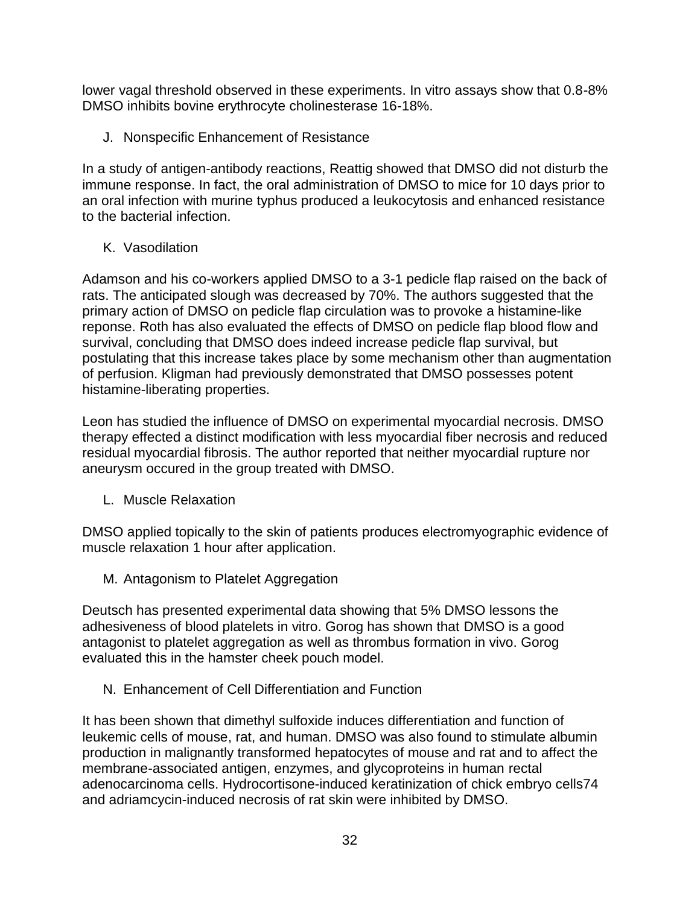lower vagal threshold observed in these experiments. In vitro assays show that 0.8-8% DMSO inhibits bovine erythrocyte cholinesterase 16-18%.

J. Nonspecific Enhancement of Resistance

In a study of antigen-antibody reactions, Reattig showed that DMSO did not disturb the immune response. In fact, the oral administration of DMSO to mice for 10 days prior to an oral infection with murine typhus produced a leukocytosis and enhanced resistance to the bacterial infection.

K. Vasodilation

Adamson and his co-workers applied DMSO to a 3-1 pedicle flap raised on the back of rats. The anticipated slough was decreased by 70%. The authors suggested that the primary action of DMSO on pedicle flap circulation was to provoke a histamine-like reponse. Roth has also evaluated the effects of DMSO on pedicle flap blood flow and survival, concluding that DMSO does indeed increase pedicle flap survival, but postulating that this increase takes place by some mechanism other than augmentation of perfusion. Kligman had previously demonstrated that DMSO possesses potent histamine-liberating properties.

Leon has studied the influence of DMSO on experimental myocardial necrosis. DMSO therapy effected a distinct modification with less myocardial fiber necrosis and reduced residual myocardial fibrosis. The author reported that neither myocardial rupture nor aneurysm occured in the group treated with DMSO.

L. Muscle Relaxation

DMSO applied topically to the skin of patients produces electromyographic evidence of muscle relaxation 1 hour after application.

M. Antagonism to Platelet Aggregation

Deutsch has presented experimental data showing that 5% DMSO lessons the adhesiveness of blood platelets in vitro. Gorog has shown that DMSO is a good antagonist to platelet aggregation as well as thrombus formation in vivo. Gorog evaluated this in the hamster cheek pouch model.

N. Enhancement of Cell Differentiation and Function

It has been shown that dimethyl sulfoxide induces differentiation and function of leukemic cells of mouse, rat, and human. DMSO was also found to stimulate albumin production in malignantly transformed hepatocytes of mouse and rat and to affect the membrane-associated antigen, enzymes, and glycoproteins in human rectal adenocarcinoma cells. Hydrocortisone-induced keratinization of chick embryo cells74 and adriamcycin-induced necrosis of rat skin were inhibited by DMSO.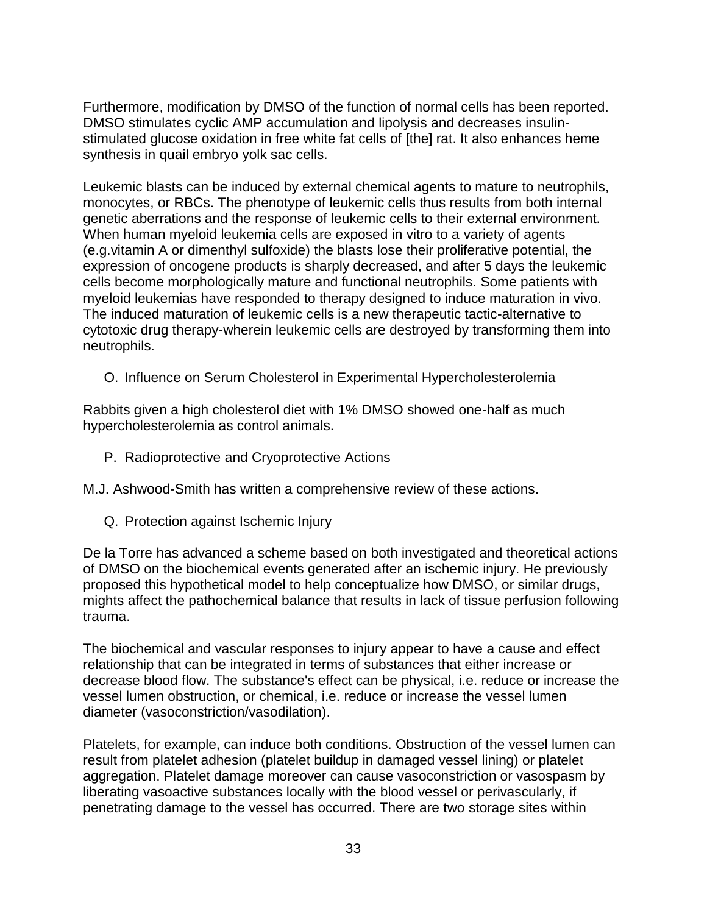Furthermore, modification by DMSO of the function of normal cells has been reported. DMSO stimulates cyclic AMP accumulation and lipolysis and decreases insulin-stimulated glucose oxidation in free white fat cells of [the] rat. It also enhances heme synthesis in quail embryo yolk sac cells.

Leukemic blasts can be induced by external chemical agents to mature to neutrophils, monocytes, or RBCs. The phenotype of leukemic cells thus results from both internal genetic aberrations and the response of leukemic cells to their external environment. When human myeloid leukemia cells are exposed in vitro to a variety of agents (e.g.vitamin A or dimenthyl sulfoxide) the blasts lose their proliferative potential, the expression of oncogene products is sharply decreased, and after 5 days the leukemic cells become morphologically mature and functional neutrophils. Some patients with myeloid leukemias have responded to therapy designed to induce maturation in vivo. The induced maturation of leukemic cells is a new therapeutic tactic-alternative to cytotoxic drug therapy-wherein leukemic cells are destroyed by transforming them into neutrophils.

O. Influence on Serum Cholesterol in Experimental Hypercholesterolemia

Rabbits given a high cholesterol diet with 1% DMSO showed one-half as much hypercholesterolemia as control animals.

P. Radioprotective and Cryoprotective Actions

M.J. Ashwood-Smith has written a comprehensive review of these actions.

Q. Protection against Ischemic Injury

De la Torre has advanced a scheme based on both investigated and theoretical actions of DMSO on the biochemical events generated after an ischemic injury. He previously proposed this hypothetical model to help conceptualize how DMSO, or similar drugs, mights affect the pathochemical balance that results in lack of tissue perfusion following trauma.

The biochemical and vascular responses to injury appear to have a cause and effect relationship that can be integrated in terms of substances that either increase or decrease blood flow. The substance's effect can be physical, i.e. reduce or increase the vessel lumen obstruction, or chemical, i.e. reduce or increase the vessel lumen diameter (vasoconstriction/vasodilation).

Platelets, for example, can induce both conditions. Obstruction of the vessel lumen can result from platelet adhesion (platelet buildup in damaged vessel lining) or platelet aggregation. Platelet damage moreover can cause vasoconstriction or vasospasm by liberating vasoactive substances locally with the blood vessel or perivascularly, if penetrating damage to the vessel has occurred. There are two storage sites within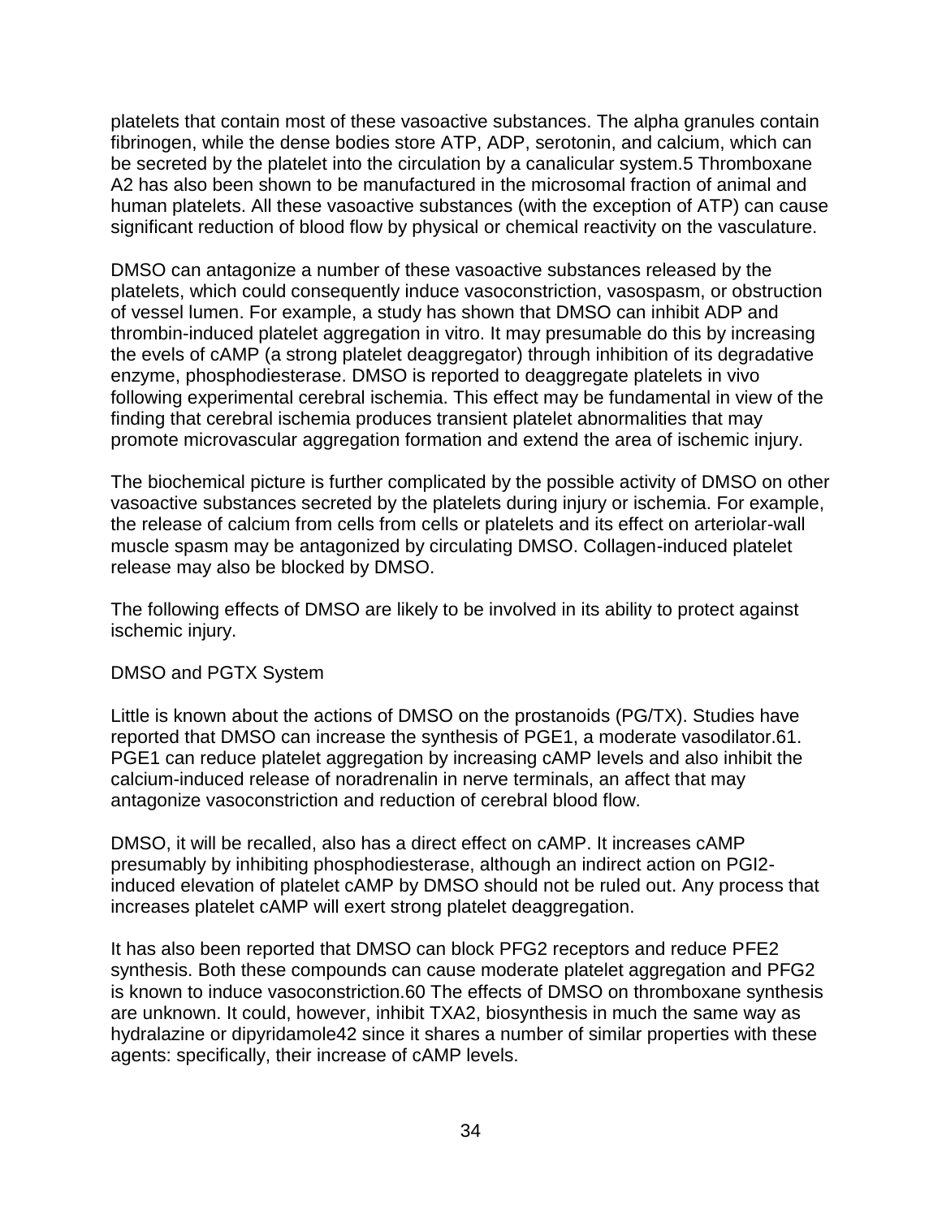platelets that contain most of these vasoactive substances. The alpha granules contain fibrinogen, while the dense bodies store ATP, ADP, serotonin, and calcium, which can be secreted by the platelet into the circulation by a canalicular system.5 Thromboxane A2 has also been shown to be manufactured in the microsomal fraction of animal and human platelets. All these vasoactive substances (with the exception of ATP) can cause significant reduction of blood flow by physical or chemical reactivity on the vasculature.

DMSO can antagonize a number of these vasoactive substances released by the platelets, which could consequently induce vasoconstriction, vasospasm, or obstruction of vessel lumen. For example, a study has shown that DMSO can inhibit ADP and thrombin-induced platelet aggregation in vitro. It may presumable do this by increasing the evels of cAMP (a strong platelet deaggregator) through inhibition of its degradative enzyme, phosphodiesterase. DMSO is reported to deaggregate platelets in vivo following experimental cerebral ischemia. This effect may be fundamental in view of the finding that cerebral ischemia produces transient platelet abnormalities that may promote microvascular aggregation formation and extend the area of ischemic injury.

The biochemical picture is further complicated by the possible activity of DMSO on other vasoactive substances secreted by the platelets during injury or ischemia. For example, the release of calcium from cells from cells or platelets and its effect on arteriolar-wall muscle spasm may be antagonized by circulating DMSO. Collagen-induced platelet release may also be blocked by DMSO.

The following effects of DMSO are likely to be involved in its ability to protect against ischemic injury.

DMSO and PGTX System

Little is known about the actions of DMSO on the prostanoids (PG/TX). Studies have reported that DMSO can increase the synthesis of PGE1, a moderate vasodilator.61. PGE1 can reduce platelet aggregation by increasing cAMP levels and also inhibit the calcium-induced release of noradrenalin in nerve terminals, an affect that may antagonize vasoconstriction and reduction of cerebral blood flow.

DMSO, it will be recalled, also has a direct effect on cAMP. It increases cAMP presumably by inhibiting phosphodiesterase, although an indirect action on PGI2-induced elevation of platelet cAMP by DMSO should not be ruled out. Any process that increases platelet cAMP will exert strong platelet deaggregation.

It has also been reported that DMSO can block PFG2 receptors and reduce PFE2 synthesis. Both these compounds can cause moderate platelet aggregation and PFG2 is known to induce vasoconstriction.60 The effects of DMSO on thromboxane synthesis are unknown. It could, however, inhibit TXA2, biosynthesis in much the same way as hydralazine or dipyridamole42 since it shares a number of similar properties with these agents: specifically, their increase of cAMP levels.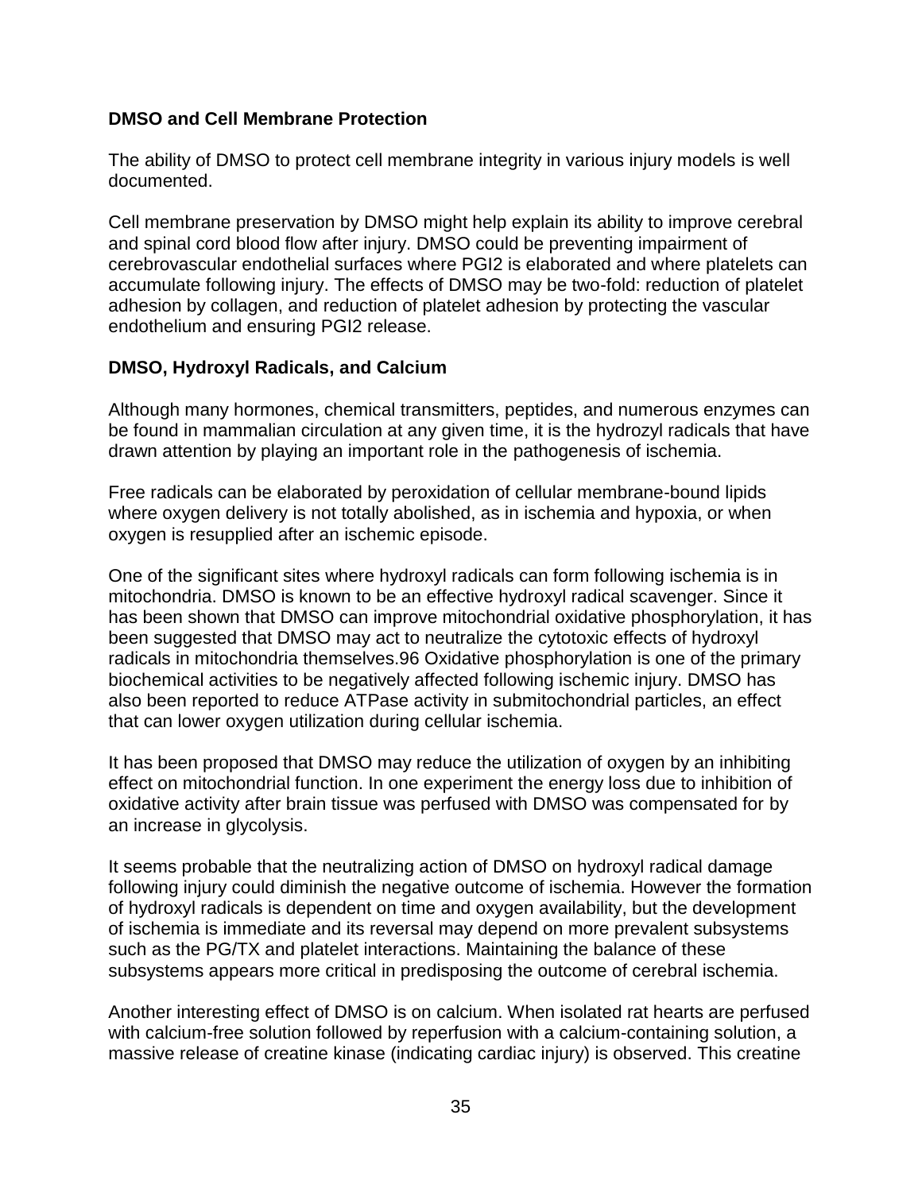### DMSO and Cell Membrane Protection

The ability of DMSO to protect cell membrane integrity in various injury models is well documented.

Cell membrane preservation by DMSO might help explain its ability to improve cerebral and spinal cord blood flow after injury. DMSO could be preventing impairment of cerebrovascular endothelial surfaces where PGI2 is elaborated and where platelets can accumulate following injury. The effects of DMSO may be two-fold: reduction of platelet adhesion by collagen, and reduction of platelet adhesion by protecting the vascular endothelium and ensuring PGI2 release.

### DMSO, Hydroxyl Radicals, and Calcium

Although many hormones, chemical transmitters, peptides, and numerous enzymes can be found in mammalian circulation at any given time, it is the hydrozyl radicals that have drawn attention by playing an important role in the pathogenesis of ischemia.

Free radicals can be elaborated by peroxidation of cellular membrane-bound lipids where oxygen delivery is not totally abolished, as in ischemia and hypoxia, or when oxygen is resupplied after an ischemic episode.

One of the significant sites where hydroxyl radicals can form following ischemia is in mitochondria. DMSO is known to be an effective hydroxyl radical scavenger. Since it has been shown that DMSO can improve mitochondrial oxidative phosphorylation, it has been suggested that DMSO may act to neutralize the cytotoxic effects of hydroxyl radicals in mitochondria themselves.[96] Oxidative phosphorylation is one of the primary biochemical activities to be negatively affected following ischemic injury. DMSO has also been reported to reduce ATPase activity in submitochondrial particles, an effect that can lower oxygen utilization during cellular ischemia.

It has been proposed that DMSO may reduce the utilization of oxygen by an inhibiting effect on mitochondrial function. In one experiment the energy loss due to inhibition of oxidative activity after brain tissue was perfused with DMSO was compensated for by an increase in glycolysis.

It seems probable that the neutralizing action of DMSO on hydroxyl radical damage following injury could diminish the negative outcome of ischemia. However the formation of hydroxyl radicals is dependent on time and oxygen availability, but the development of ischemia is immediate and its reversal may depend on more prevalent subsystems such as the PG/TX and platelet interactions. Maintaining the balance of these subsystems appears more critical in predisposing the outcome of cerebral ischemia.

Another interesting effect of DMSO is on calcium. When isolated rat hearts are perfused with calcium-free solution followed by reperfusion with a calcium-containing solution, a massive release of creatine kinase (indicating cardiac injury) is observed. This creatine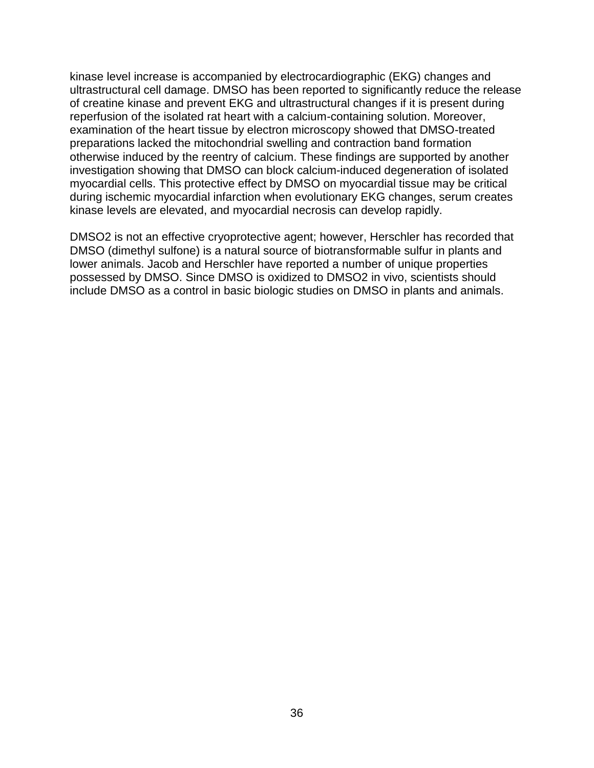kinase level increase is accompanied by electrocardiographic (EKG) changes and ultrastructural cell damage. DMSO has been reported to significantly reduce the release of creatine kinase and prevent EKG and ultrastructural changes if it is present during reperfusion of the isolated rat heart with a calcium-containing solution. Moreover, examination of the heart tissue by electron microscopy showed that DMSO-treated preparations lacked the mitochondrial swelling and contraction band formation otherwise induced by the reentry of calcium. These findings are supported by another investigation showing that DMSO can block calcium-induced degeneration of isolated myocardial cells. This protective effect by DMSO on myocardial tissue may be critical during ischemic myocardial infarction when evolutionary EKG changes, serum creates kinase levels are elevated, and myocardial necrosis can develop rapidly.

DMSO2 is not an effective cryoprotective agent; however, Herschler has recorded that DMSO (dimethyl sulfone) is a natural source of biotransformable sulfur in plants and lower animals. Jacob and Herschler have reported a number of unique properties possessed by DMSO. Since DMSO is oxidized to DMSO2 in vivo, scientists should include DMSO as a control in basic biologic studies on DMSO in plants and animals.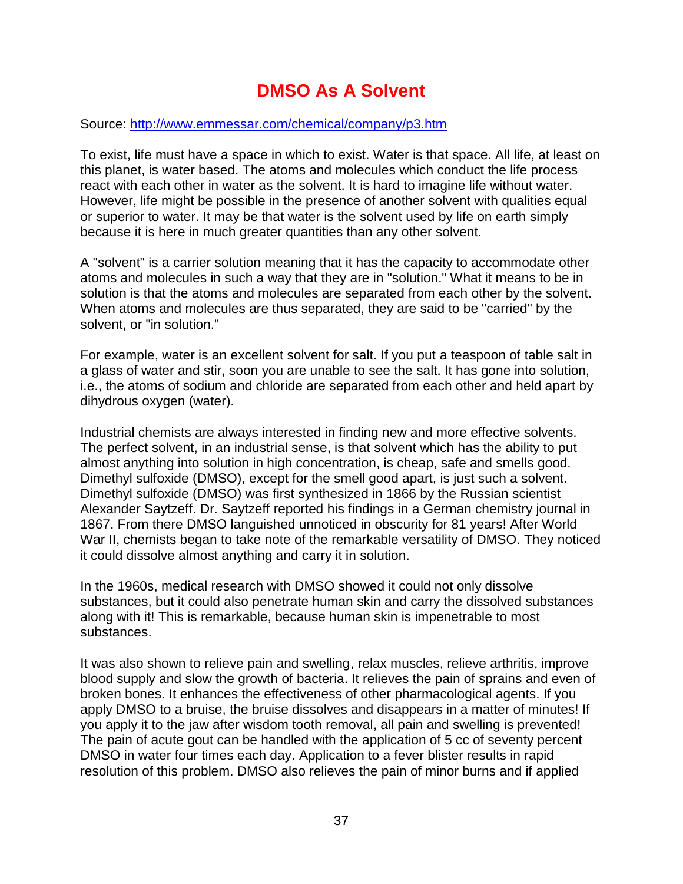# DMSO As A Solvent

Source: [http://www.emmessar.com/chemical/company/p3.htm](http://www.emmessar.com/chemical/company/p3.htm)

To exist, life must have a space in which to exist. Water is that space. All life, at least on this planet, is water based. The atoms and molecules which conduct the life process react with each other in water as the solvent. It is hard to imagine life without water. However, life might be possible in the presence of another solvent with qualities equal or superior to water. It may be that water is the solvent used by life on earth simply because it is here in much greater quantities than any other solvent.

A "solvent" is a carrier solution meaning that it has the capacity to accommodate other atoms and molecules in such a way that they are in "solution." What it means to be in solution is that the atoms and molecules are separated from each other by the solvent. When atoms and molecules are thus separated, they are said to be "carried" by the solvent, or "in solution."

For example, water is an excellent solvent for salt. If you put a teaspoon of table salt in a glass of water and stir, soon you are unable to see the salt. It has gone into solution, i.e., the atoms of sodium and chloride are separated from each other and held apart by dihydrous oxygen (water).

Industrial chemists are always interested in finding new and more effective solvents. The perfect solvent, in an industrial sense, is that solvent which has the ability to put almost anything into solution in high concentration, is cheap, safe and smells good. Dimethyl sulfoxide (DMSO), except for the smell good apart, is just such a solvent. Dimethyl sulfoxide (DMSO) was first synthesized in 1866 by the Russian scientist Alexander Saytzeff. Dr. Saytzeff reported his findings in a German chemistry journal in 1867. From there DMSO languished unnoticed in obscurity for 81 years! After World War II, chemists began to take note of the remarkable versatility of DMSO. They noticed it could dissolve almost anything and carry it in solution.

In the 1960s, medical research with DMSO showed it could not only dissolve substances, but it could also penetrate human skin and carry the dissolved substances along with it! This is remarkable, because human skin is impenetrable to most substances.

It was also shown to relieve pain and swelling, relax muscles, relieve arthritis, improve blood supply and slow the growth of bacteria. It relieves the pain of sprains and even of broken bones. It enhances the effectiveness of other pharmacological agents. If you apply DMSO to a bruise, the bruise dissolves and disappears in a matter of minutes! If you apply it to the jaw after wisdom tooth removal, all pain and swelling is prevented! The pain of acute gout can be handled with the application of 5 cc of seventy percent DMSO in water four times each day. Application to a fever blister results in rapid resolution of this problem. DMSO also relieves the pain of minor burns and if applied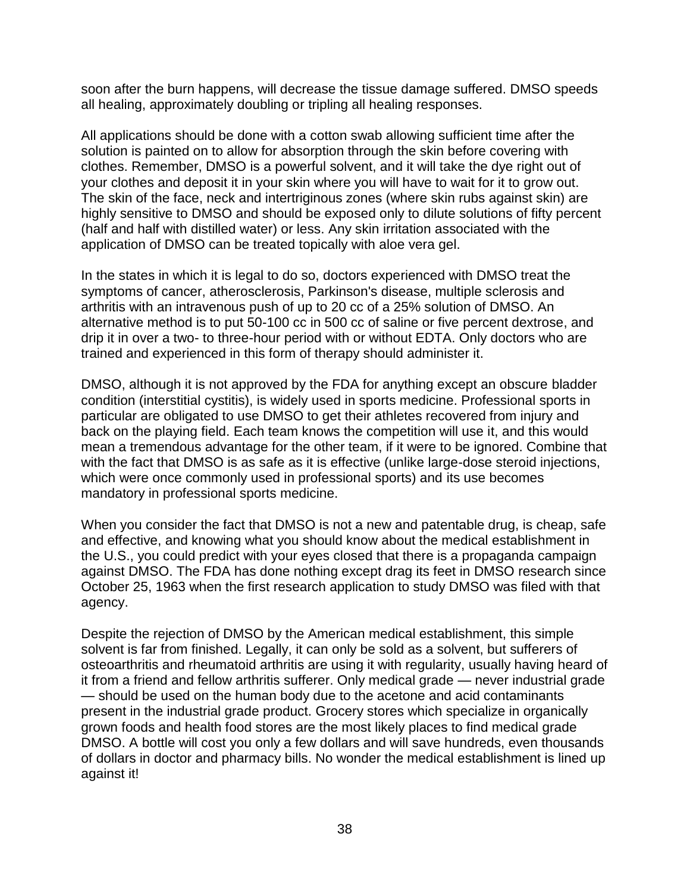soon after the burn happens, will decrease the tissue damage suffered. DMSO speeds all healing, approximately doubling or tripling all healing responses.

All applications should be done with a cotton swab allowing sufficient time after the solution is painted on to allow for absorption through the skin before covering with clothes. Remember, DMSO is a powerful solvent, and it will take the dye right out of your clothes and deposit it in your skin where you will have to wait for it to grow out. The skin of the face, neck and intertriginous zones (where skin rubs against skin) are highly sensitive to DMSO and should be exposed only to dilute solutions of fifty percent (half and half with distilled water) or less. Any skin irritation associated with the application of DMSO can be treated topically with aloe vera gel.

In the states in which it is legal to do so, doctors experienced with DMSO treat the symptoms of cancer, atherosclerosis, Parkinson's disease, multiple sclerosis and arthritis with an intravenous push of up to 20 cc of a 25% solution of DMSO. An alternative method is to put 50-100 cc in 500 cc of saline or five percent dextrose, and drip it in over a two- to three-hour period with or without EDTA. Only doctors who are trained and experienced in this form of therapy should administer it.

DMSO, although it is not approved by the FDA for anything except an obscure bladder condition (interstitial cystitis), is widely used in sports medicine. Professional sports in particular are obligated to use DMSO to get their athletes recovered from injury and back on the playing field. Each team knows the competition will use it, and this would mean a tremendous advantage for the other team, if it were to be ignored. Combine that with the fact that DMSO is as safe as it is effective (unlike large-dose steroid injections, which were once commonly used in professional sports) and its use becomes mandatory in professional sports medicine.

When you consider the fact that DMSO is not a new and patentable drug, is cheap, safe and effective, and knowing what you should know about the medical establishment in the U.S., you could predict with your eyes closed that there is a propaganda campaign against DMSO. The FDA has done nothing except drag its feet in DMSO research since October 25, 1963 when the first research application to study DMSO was filed with that agency.

Despite the rejection of DMSO by the American medical establishment, this simple solvent is far from finished. Legally, it can only be sold as a solvent, but sufferers of osteoarthritis and rheumatoid arthritis are using it with regularity, usually having heard of it from a friend and fellow arthritis sufferer. Only medical grade — never industrial grade — should be used on the human body due to the acetone and acid contaminants present in the industrial grade product. Grocery stores which specialize in organically grown foods and health food stores are the most likely places to find medical grade DMSO. A bottle will cost you only a few dollars and will save hundreds, even thousands of dollars in doctor and pharmacy bills. No wonder the medical establishment is lined up against it!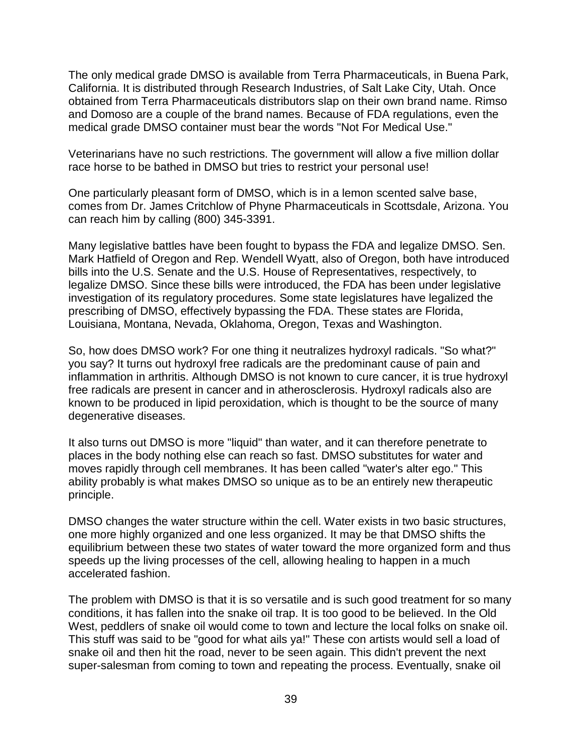The only medical grade DMSO is available from Terra Pharmaceuticals, in Buena Park, California. It is distributed through Research Industries, of Salt Lake City, Utah. Once obtained from Terra Pharmaceuticals distributors slap on their own brand name. Rimso and Domoso are a couple of the brand names. Because of FDA regulations, even the medical grade DMSO container must bear the words "Not For Medical Use."

Veterinarians have no such restrictions. The government will allow a five million dollar race horse to be bathed in DMSO but tries to restrict your personal use!

One particularly pleasant form of DMSO, which is in a lemon scented salve base, comes from Dr. James Critchlow of Phyne Pharmaceuticals in Scottsdale, Arizona. You can reach him by calling (800) 345-3391.

Many legislative battles have been fought to bypass the FDA and legalize DMSO. Sen. Mark Hatfield of Oregon and Rep. Wendell Wyatt, also of Oregon, both have introduced bills into the U.S. Senate and the U.S. House of Representatives, respectively, to legalize DMSO. Since these bills were introduced, the FDA has been under legislative investigation of its regulatory procedures. Some state legislatures have legalized the prescribing of DMSO, effectively bypassing the FDA. These states are Florida, Louisiana, Montana, Nevada, Oklahoma, Oregon, Texas and Washington.

So, how does DMSO work? For one thing it neutralizes hydroxyl radicals. "So what?" you say? It turns out hydroxyl free radicals are the predominant cause of pain and inflammation in arthritis. Although DMSO is not known to cure cancer, it is true hydroxyl free radicals are present in cancer and in atherosclerosis. Hydroxyl radicals also are known to be produced in lipid peroxidation, which is thought to be the source of many degenerative diseases.

It also turns out DMSO is more "liquid" than water, and it can therefore penetrate to places in the body nothing else can reach so fast. DMSO substitutes for water and moves rapidly through cell membranes. It has been called "water's alter ego." This ability probably is what makes DMSO so unique as to be an entirely new therapeutic principle.

DMSO changes the water structure within the cell. Water exists in two basic structures, one more highly organized and one less organized. It may be that DMSO shifts the equilibrium between these two states of water toward the more organized form and thus speeds up the living processes of the cell, allowing healing to happen in a much accelerated fashion.

The problem with DMSO is that it is so versatile and is such good treatment for so many conditions, it has fallen into the snake oil trap. It is too good to be believed. In the Old West, peddlers of snake oil would come to town and lecture the local folks on snake oil. This stuff was said to be "good for what ails ya!" These con artists would sell a load of snake oil and then hit the road, never to be seen again. This didn't prevent the next super-salesman from coming to town and repeating the process. Eventually, snake oil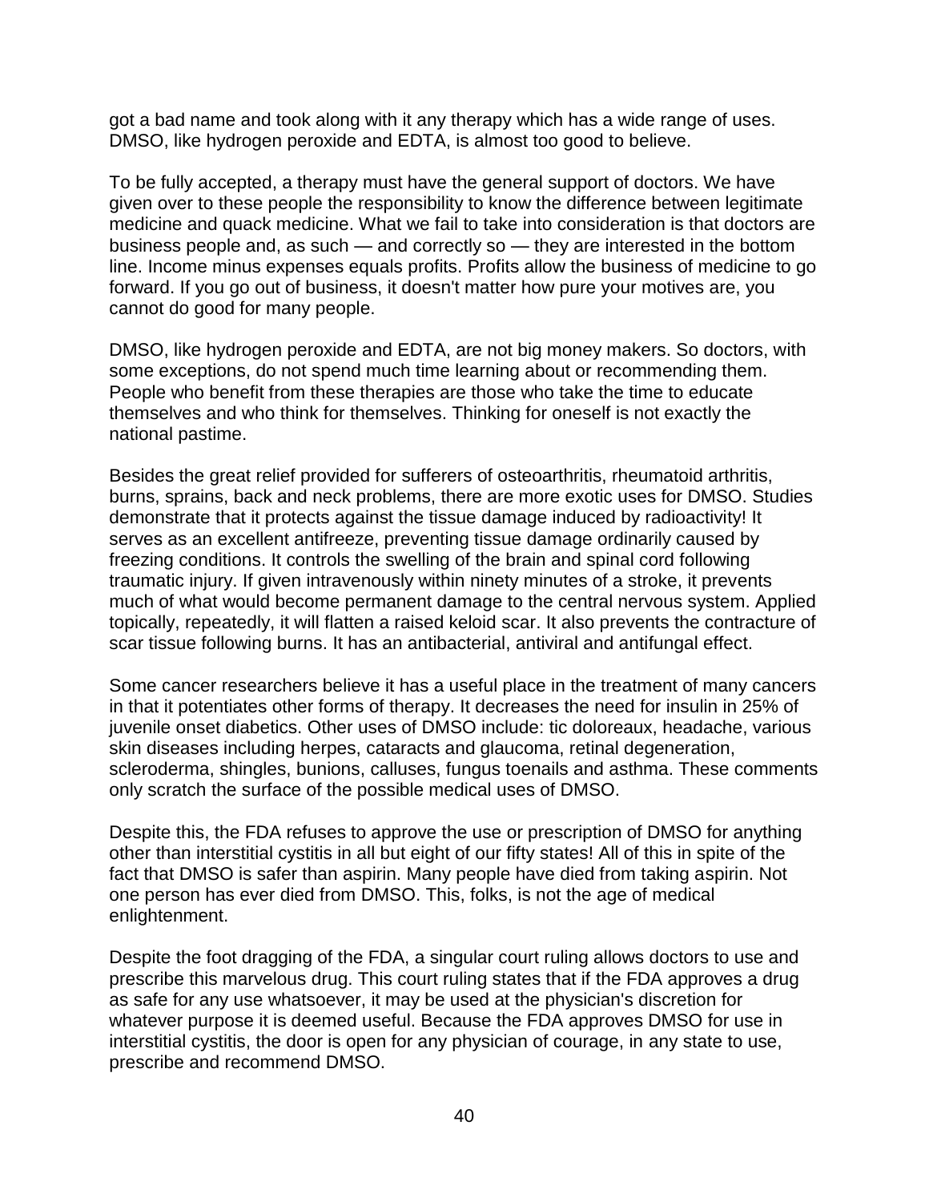got a bad name and took along with it any therapy which has a wide range of uses. DMSO, like hydrogen peroxide and EDTA, is almost too good to believe.

To be fully accepted, a therapy must have the general support of doctors. We have given over to these people the responsibility to know the difference between legitimate medicine and quack medicine. What we fail to take into consideration is that doctors are business people and, as such — and correctly so — they are interested in the bottom line. Income minus expenses equals profits. Profits allow the business of medicine to go forward. If you go out of business, it doesn't matter how pure your motives are, you cannot do good for many people.

DMSO, like hydrogen peroxide and EDTA, are not big money makers. So doctors, with some exceptions, do not spend much time learning about or recommending them. People who benefit from these therapies are those who take the time to educate themselves and who think for themselves. Thinking for oneself is not exactly the national pastime.

Besides the great relief provided for sufferers of osteoarthritis, rheumatoid arthritis, burns, sprains, back and neck problems, there are more exotic uses for DMSO. Studies demonstrate that it protects against the tissue damage induced by radioactivity! It serves as an excellent antifreeze, preventing tissue damage ordinarily caused by freezing conditions. It controls the swelling of the brain and spinal cord following traumatic injury. If given intravenously within ninety minutes of a stroke, it prevents much of what would become permanent damage to the central nervous system. Applied topically, repeatedly, it will flatten a raised keloid scar. It also prevents the contracture of scar tissue following burns. It has an antibacterial, antiviral and antifungal effect.

Some cancer researchers believe it has a useful place in the treatment of many cancers in that it potentiates other forms of therapy. It decreases the need for insulin in 25% of juvenile onset diabetics. Other uses of DMSO include: tic doloreaux, headache, various skin diseases including herpes, cataracts and glaucoma, retinal degeneration, scleroderma, shingles, bunions, calluses, fungus toenails and asthma. These comments only scratch the surface of the possible medical uses of DMSO.

Despite this, the FDA refuses to approve the use or prescription of DMSO for anything other than interstitial cystitis in all but eight of our fifty states! All of this in spite of the fact that DMSO is safer than aspirin. Many people have died from taking aspirin. Not one person has ever died from DMSO. This, folks, is not the age of medical enlightenment.

Despite the foot dragging of the FDA, a singular court ruling allows doctors to use and prescribe this marvelous drug. This court ruling states that if the FDA approves a drug as safe for any use whatsoever, it may be used at the physician's discretion for whatever purpose it is deemed useful. Because the FDA approves DMSO for use in interstitial cystitis, the door is open for any physician of courage, in any state to use, prescribe and recommend DMSO.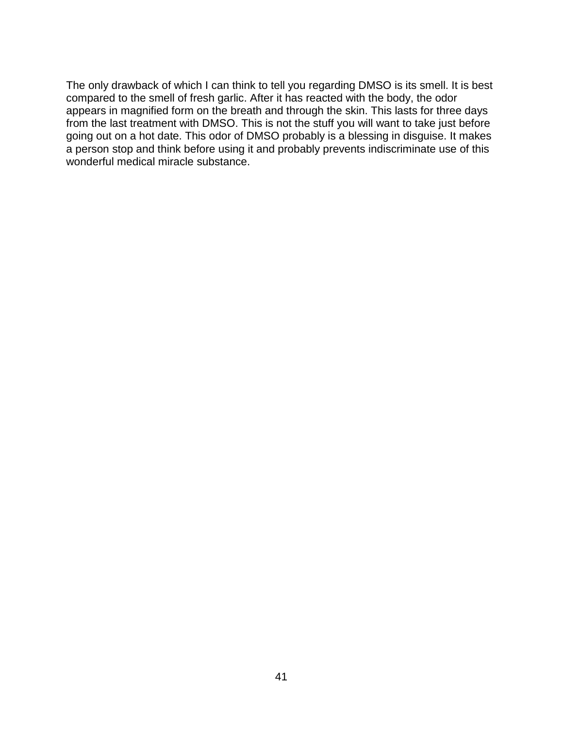The only drawback of which I can think to tell you regarding DMSO is its smell. It is best compared to the smell of fresh garlic. After it has reacted with the body, the odor appears in magnified form on the breath and through the skin. This lasts for three days from the last treatment with DMSO. This is not the stuff you will want to take just before going out on a hot date. This odor of DMSO probably is a blessing in disguise. It makes a person stop and think before using it and probably prevents indiscriminate use of this wonderful medical miracle substance.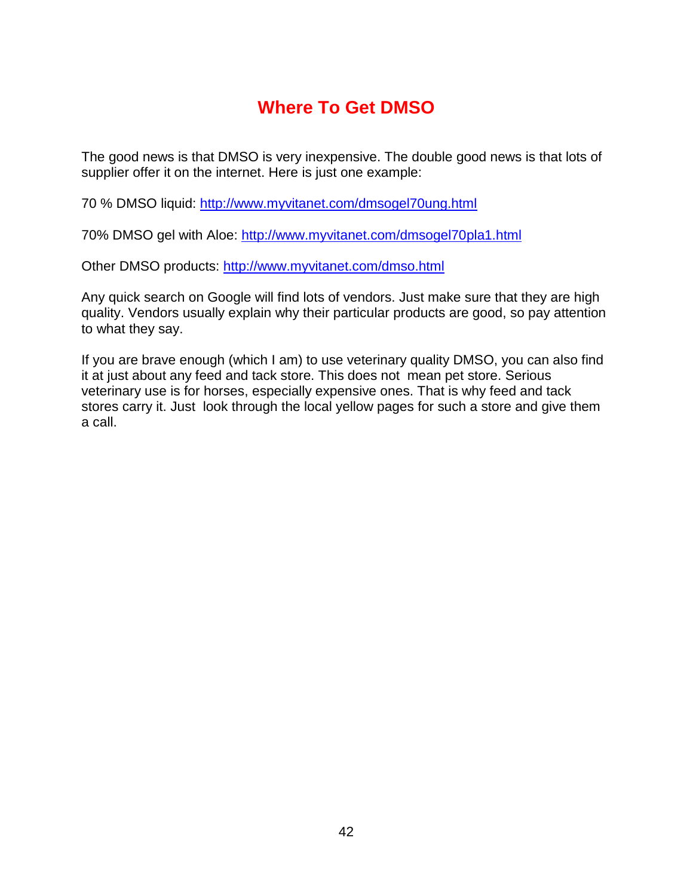# Where To Get DMSO

The good news is that DMSO is very inexpensive. The double good news is that lots of supplier offer it on the internet. Here is just one example:

70 % DMSO liquid: http://www.myvitanet.com/dmsogel70ung.html

70% DMSO gel with Aloe: http://www.myvitanet.com/dmsogel70pla1.html

Other DMSO products: http://www.myvitanet.com/dmso.html

Any quick search on Google will find lots of vendors. Just make sure that they are high quality. Vendors usually explain why their particular products are good, so pay attention to what they say.

If you are brave enough (which I am) to use veterinary quality DMSO, you can also find it at just about any feed and tack store. This does not mean pet store. Serious veterinary use is for horses, especially expensive ones. That is why feed and tack stores carry it. Just look through the local yellow pages for such a store and give them a call.